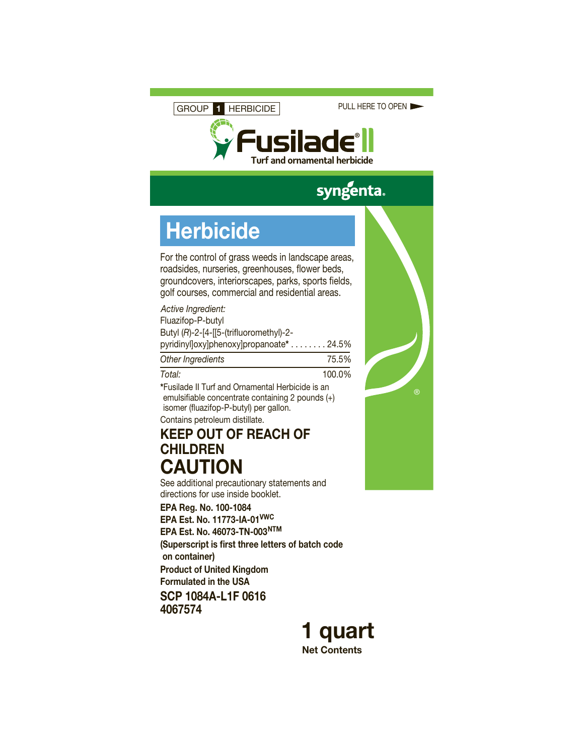GROUP **1** HERBICIDE

PULL HERE TO OPEN ►

# Fusilade® II

**Turf and ornamental herbicide**

syngenta®

## Herbicide

For the control of grass weeds in landscape areas, roadsides, nurseries, greenhouses, flower beds, groundcovers, interiorscapes, parks, sports fields, golf courses, commercial and residential areas.

| *Active Ingredient:* | |
|---|---|
| Fluazifop-P-butyl Butyl (*R*)-2-[4-[[5-(trifluoromethyl)-2-pyridinyl]oxy]phenoxy]propanoate* | 24.5% |
| *Other Ingredients* | 75.5% |
| *Total:* | 100.0% |

*Fusilade II Turf and Ornamental Herbicide is an emulsifiable concentrate containing 2 pounds (+) isomer (fluazifop-P-butyl) per gallon.

Contains petroleum distillate.

## KEEP OUT OF REACH OF CHILDREN

# CAUTION

See additional precautionary statements and directions for use inside booklet.

**EPA Reg. No. 100-1084**
**EPA Est. No. 11773-IA-01[VWC]**
**EPA Est. No. 46073-TN-003[NTM]**
**(Superscript is first three letters of batch code on container)**
**Product of United Kingdom**
**Formulated in the USA**

**SCP 1084A-L1F 0616**
**4067574**

**1 quart**
**Net Contents**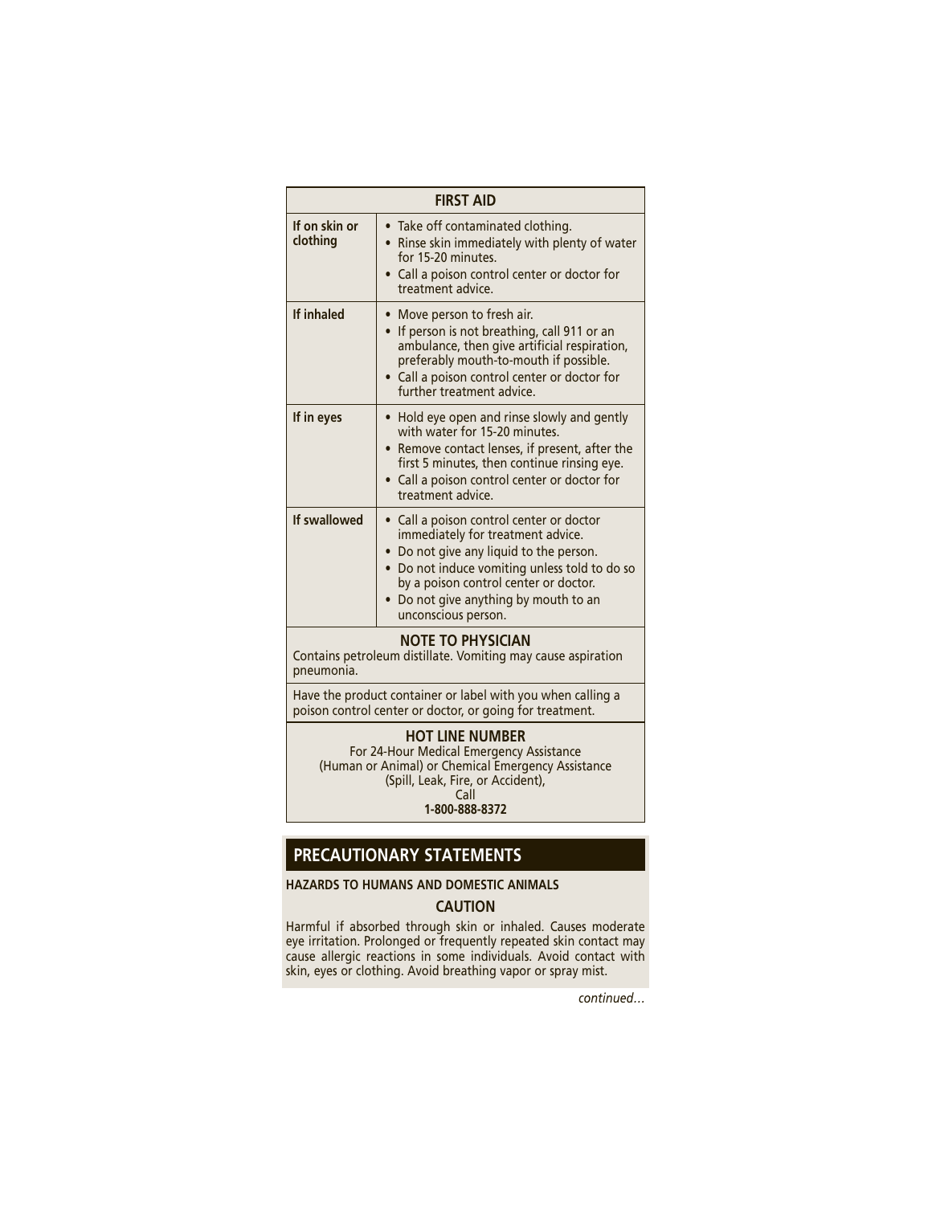| FIRST AID | |
|---|---|
| **If on skin or clothing** | • Take off contaminated clothing.<br>• Rinse skin immediately with plenty of water for 15-20 minutes.<br>• Call a poison control center or doctor for treatment advice. |
| **If inhaled** | • Move person to fresh air.<br>• If person is not breathing, call 911 or an ambulance, then give artificial respiration, preferably mouth-to-mouth if possible.<br>• Call a poison control center or doctor for further treatment advice. |
| **If in eyes** | • Hold eye open and rinse slowly and gently with water for 15-20 minutes.<br>• Remove contact lenses, if present, after the first 5 minutes, then continue rinsing eye.<br>• Call a poison control center or doctor for treatment advice. |
| **If swallowed** | • Call a poison control center or doctor immediately for treatment advice.<br>• Do not give any liquid to the person.<br>• Do not induce vomiting unless told to do so by a poison control center or doctor.<br>• Do not give anything by mouth to an unconscious person. |

**NOTE TO PHYSICIAN**

Contains petroleum distillate. Vomiting may cause aspiration pneumonia.

Have the product container or label with you when calling a poison control center or doctor, or going for treatment.

**HOT LINE NUMBER**

For 24-Hour Medical Emergency Assistance (Human or Animal) or Chemical Emergency Assistance (Spill, Leak, Fire, or Accident), Call

**1-800-888-8372**

## PRECAUTIONARY STATEMENTS

**HAZARDS TO HUMANS AND DOMESTIC ANIMALS**

**CAUTION**

Harmful if absorbed through skin or inhaled. Causes moderate eye irritation. Prolonged or frequently repeated skin contact may cause allergic reactions in some individuals. Avoid contact with skin, eyes or clothing. Avoid breathing vapor or spray mist.

*continued…*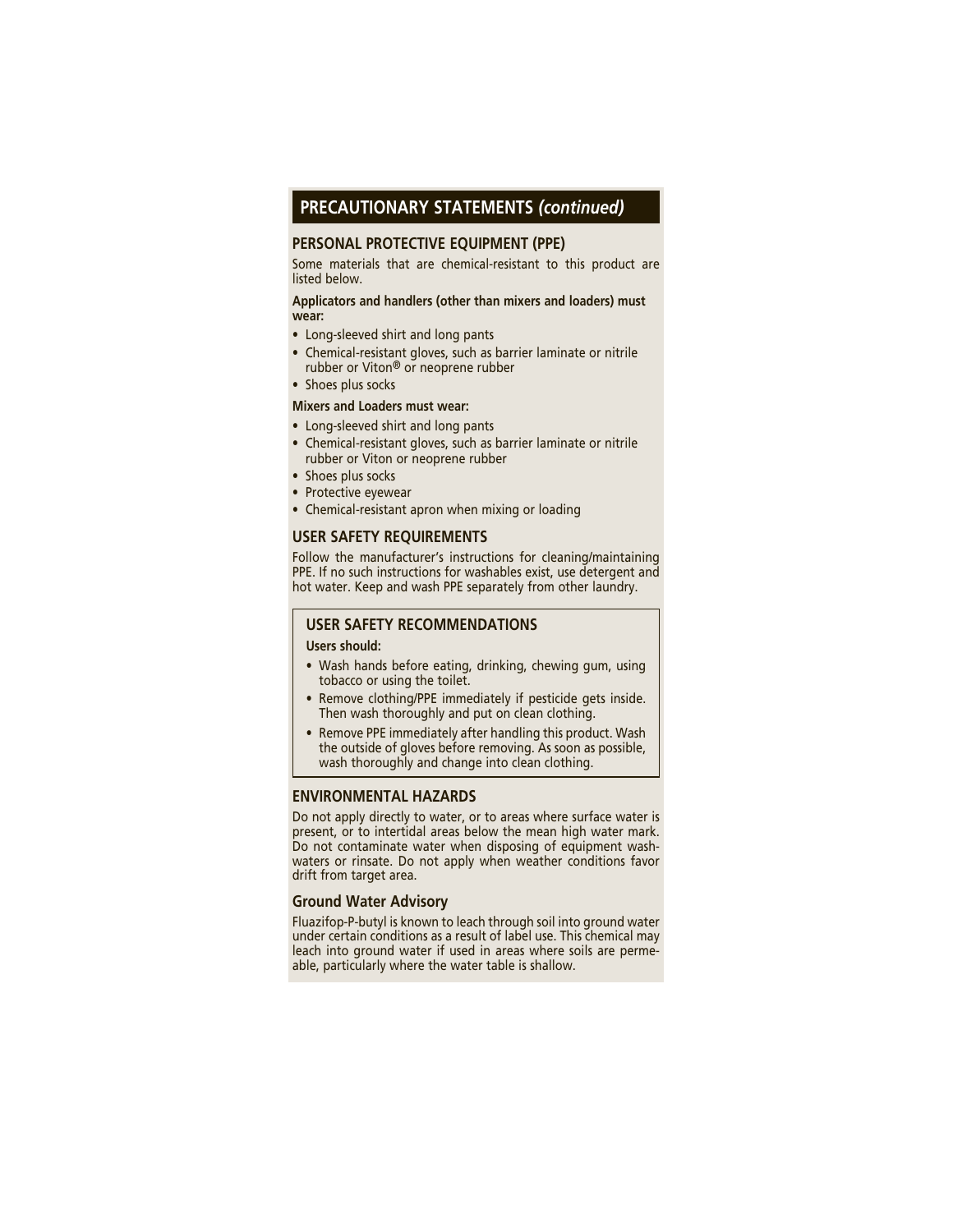## PRECAUTIONARY STATEMENTS *(continued)*

### PERSONAL PROTECTIVE EQUIPMENT (PPE)

Some materials that are chemical-resistant to this product are listed below.

**Applicators and handlers (other than mixers and loaders) must wear:**

- Long-sleeved shirt and long pants
- Chemical-resistant gloves, such as barrier laminate or nitrile rubber or Viton® or neoprene rubber
- Shoes plus socks

**Mixers and Loaders must wear:**

- Long-sleeved shirt and long pants
- Chemical-resistant gloves, such as barrier laminate or nitrile rubber or Viton or neoprene rubber
- Shoes plus socks
- Protective eyewear
- Chemical-resistant apron when mixing or loading

### USER SAFETY REQUIREMENTS

Follow the manufacturer's instructions for cleaning/maintaining PPE. If no such instructions for washables exist, use detergent and hot water. Keep and wash PPE separately from other laundry.

### USER SAFETY RECOMMENDATIONS

**Users should:**

- Wash hands before eating, drinking, chewing gum, using tobacco or using the toilet.
- Remove clothing/PPE immediately if pesticide gets inside. Then wash thoroughly and put on clean clothing.
- Remove PPE immediately after handling this product. Wash the outside of gloves before removing. As soon as possible, wash thoroughly and change into clean clothing.

### ENVIRONMENTAL HAZARDS

Do not apply directly to water, or to areas where surface water is present, or to intertidal areas below the mean high water mark. Do not contaminate water when disposing of equipment washwaters or rinsate. Do not apply when weather conditions favor drift from target area.

### Ground Water Advisory

Fluazifop-P-butyl is known to leach through soil into ground water under certain conditions as a result of label use. This chemical may leach into ground water if used in areas where soils are permeable, particularly where the water table is shallow.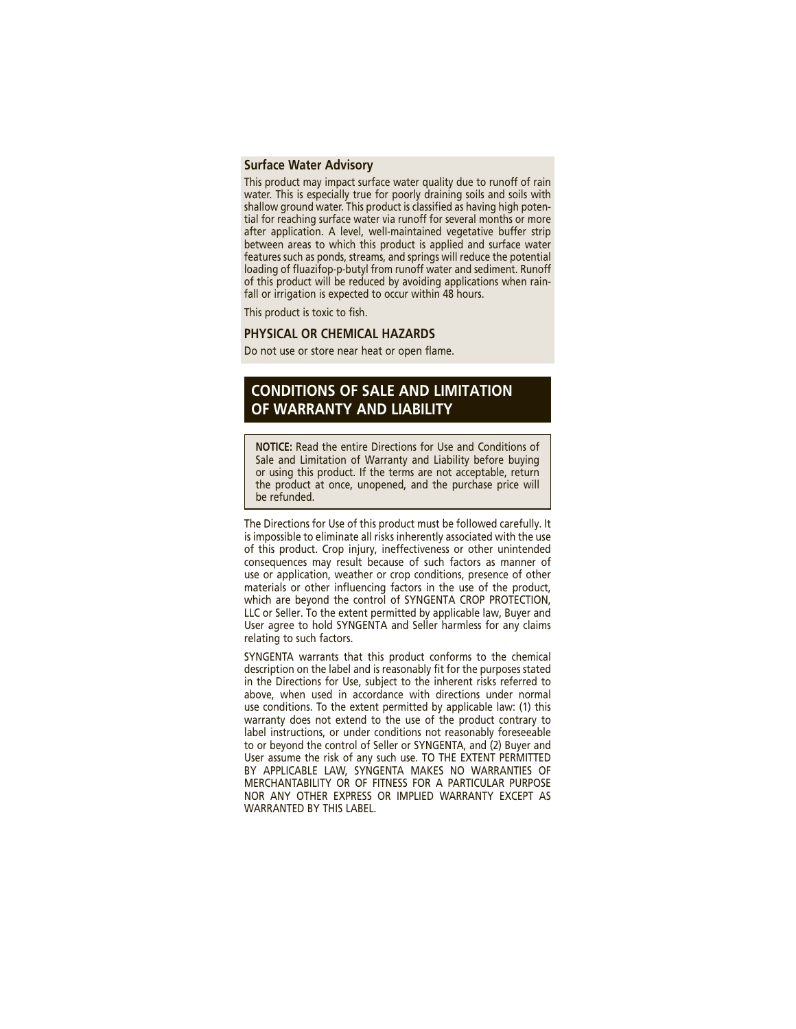### Surface Water Advisory

This product may impact surface water quality due to runoff of rain water. This is especially true for poorly draining soils and soils with shallow ground water. This product is classified as having high potential for reaching surface water via runoff for several months or more after application. A level, well-maintained vegetative buffer strip between areas to which this product is applied and surface water features such as ponds, streams, and springs will reduce the potential loading of fluazifop-p-butyl from runoff water and sediment. Runoff of this product will be reduced by avoiding applications when rainfall or irrigation is expected to occur within 48 hours.

This product is toxic to fish.

### PHYSICAL OR CHEMICAL HAZARDS

Do not use or store near heat or open flame.

## CONDITIONS OF SALE AND LIMITATION OF WARRANTY AND LIABILITY

**NOTICE:** Read the entire Directions for Use and Conditions of Sale and Limitation of Warranty and Liability before buying or using this product. If the terms are not acceptable, return the product at once, unopened, and the purchase price will be refunded.

The Directions for Use of this product must be followed carefully. It is impossible to eliminate all risks inherently associated with the use of this product. Crop injury, ineffectiveness or other unintended consequences may result because of such factors as manner of use or application, weather or crop conditions, presence of other materials or other influencing factors in the use of the product, which are beyond the control of SYNGENTA CROP PROTECTION, LLC or Seller. To the extent permitted by applicable law, Buyer and User agree to hold SYNGENTA and Seller harmless for any claims relating to such factors.

SYNGENTA warrants that this product conforms to the chemical description on the label and is reasonably fit for the purposes stated in the Directions for Use, subject to the inherent risks referred to above, when used in accordance with directions under normal use conditions. To the extent permitted by applicable law: (1) this warranty does not extend to the use of the product contrary to label instructions, or under conditions not reasonably foreseeable to or beyond the control of Seller or SYNGENTA, and (2) Buyer and User assume the risk of any such use. TO THE EXTENT PERMITTED BY APPLICABLE LAW, SYNGENTA MAKES NO WARRANTIES OF MERCHANTABILITY OR OF FITNESS FOR A PARTICULAR PURPOSE NOR ANY OTHER EXPRESS OR IMPLIED WARRANTY EXCEPT AS WARRANTED BY THIS LABEL.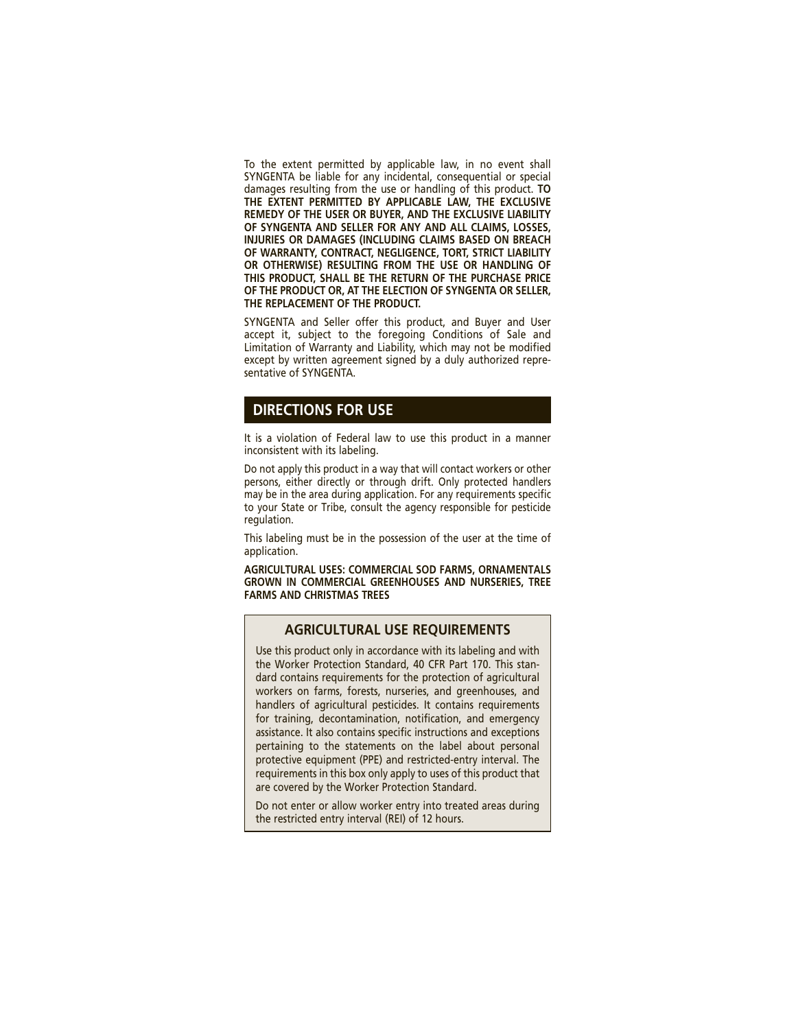To the extent permitted by applicable law, in no event shall SYNGENTA be liable for any incidental, consequential or special damages resulting from the use or handling of this product. **TO THE EXTENT PERMITTED BY APPLICABLE LAW, THE EXCLUSIVE REMEDY OF THE USER OR BUYER, AND THE EXCLUSIVE LIABILITY OF SYNGENTA AND SELLER FOR ANY AND ALL CLAIMS, LOSSES, INJURIES OR DAMAGES (INCLUDING CLAIMS BASED ON BREACH OF WARRANTY, CONTRACT, NEGLIGENCE, TORT, STRICT LIABILITY OR OTHERWISE) RESULTING FROM THE USE OR HANDLING OF THIS PRODUCT, SHALL BE THE RETURN OF THE PURCHASE PRICE OF THE PRODUCT OR, AT THE ELECTION OF SYNGENTA OR SELLER, THE REPLACEMENT OF THE PRODUCT.**

SYNGENTA and Seller offer this product, and Buyer and User accept it, subject to the foregoing Conditions of Sale and Limitation of Warranty and Liability, which may not be modified except by written agreement signed by a duly authorized representative of SYNGENTA.

## DIRECTIONS FOR USE

It is a violation of Federal law to use this product in a manner inconsistent with its labeling.

Do not apply this product in a way that will contact workers or other persons, either directly or through drift. Only protected handlers may be in the area during application. For any requirements specific to your State or Tribe, consult the agency responsible for pesticide regulation.

This labeling must be in the possession of the user at the time of application.

**AGRICULTURAL USES: COMMERCIAL SOD FARMS, ORNAMENTALS GROWN IN COMMERCIAL GREENHOUSES AND NURSERIES, TREE FARMS AND CHRISTMAS TREES**

### AGRICULTURAL USE REQUIREMENTS

Use this product only in accordance with its labeling and with the Worker Protection Standard, 40 CFR Part 170. This standard contains requirements for the protection of agricultural workers on farms, forests, nurseries, and greenhouses, and handlers of agricultural pesticides. It contains requirements for training, decontamination, notification, and emergency assistance. It also contains specific instructions and exceptions pertaining to the statements on the label about personal protective equipment (PPE) and restricted-entry interval. The requirements in this box only apply to uses of this product that are covered by the Worker Protection Standard.

Do not enter or allow worker entry into treated areas during the restricted entry interval (REI) of 12 hours.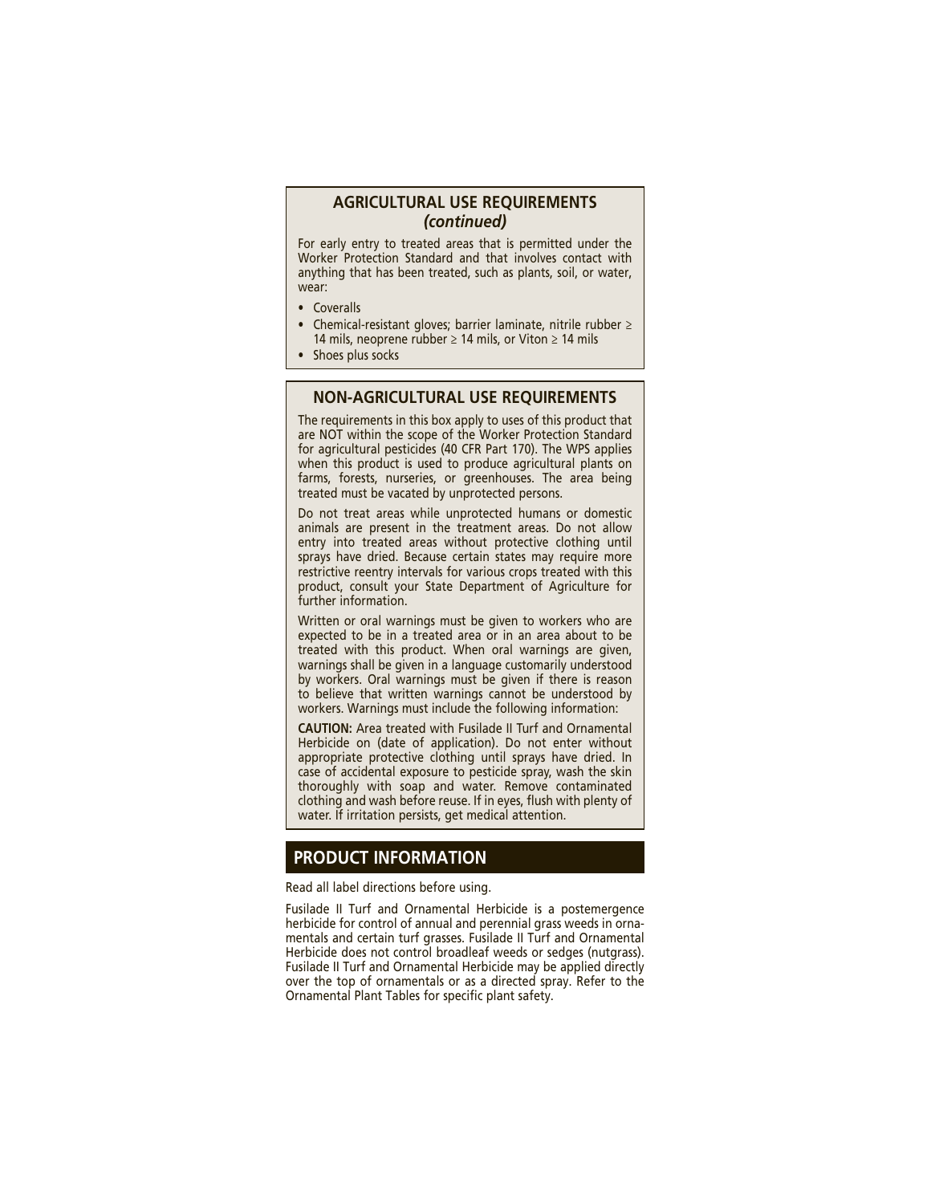## AGRICULTURAL USE REQUIREMENTS *(continued)*

For early entry to treated areas that is permitted under the Worker Protection Standard and that involves contact with anything that has been treated, such as plants, soil, or water, wear:

- Coveralls
- Chemical-resistant gloves; barrier laminate, nitrile rubber ≥ 14 mils, neoprene rubber ≥ 14 mils, or Viton ≥ 14 mils
- Shoes plus socks

## NON-AGRICULTURAL USE REQUIREMENTS

The requirements in this box apply to uses of this product that are NOT within the scope of the Worker Protection Standard for agricultural pesticides (40 CFR Part 170). The WPS applies when this product is used to produce agricultural plants on farms, forests, nurseries, or greenhouses. The area being treated must be vacated by unprotected persons.

Do not treat areas while unprotected humans or domestic animals are present in the treatment areas. Do not allow entry into treated areas without protective clothing until sprays have dried. Because certain states may require more restrictive reentry intervals for various crops treated with this product, consult your State Department of Agriculture for further information.

Written or oral warnings must be given to workers who are expected to be in a treated area or in an area about to be treated with this product. When oral warnings are given, warnings shall be given in a language customarily understood by workers. Oral warnings must be given if there is reason to believe that written warnings cannot be understood by workers. Warnings must include the following information:

**CAUTION:** Area treated with Fusilade II Turf and Ornamental Herbicide on (date of application). Do not enter without appropriate protective clothing until sprays have dried. In case of accidental exposure to pesticide spray, wash the skin thoroughly with soap and water. Remove contaminated clothing and wash before reuse. If in eyes, flush with plenty of water. If irritation persists, get medical attention.

## PRODUCT INFORMATION

Read all label directions before using.

Fusilade II Turf and Ornamental Herbicide is a postemergence herbicide for control of annual and perennial grass weeds in ornamentals and certain turf grasses. Fusilade II Turf and Ornamental Herbicide does not control broadleaf weeds or sedges (nutgrass). Fusilade II Turf and Ornamental Herbicide may be applied directly over the top of ornamentals or as a directed spray. Refer to the Ornamental Plant Tables for specific plant safety.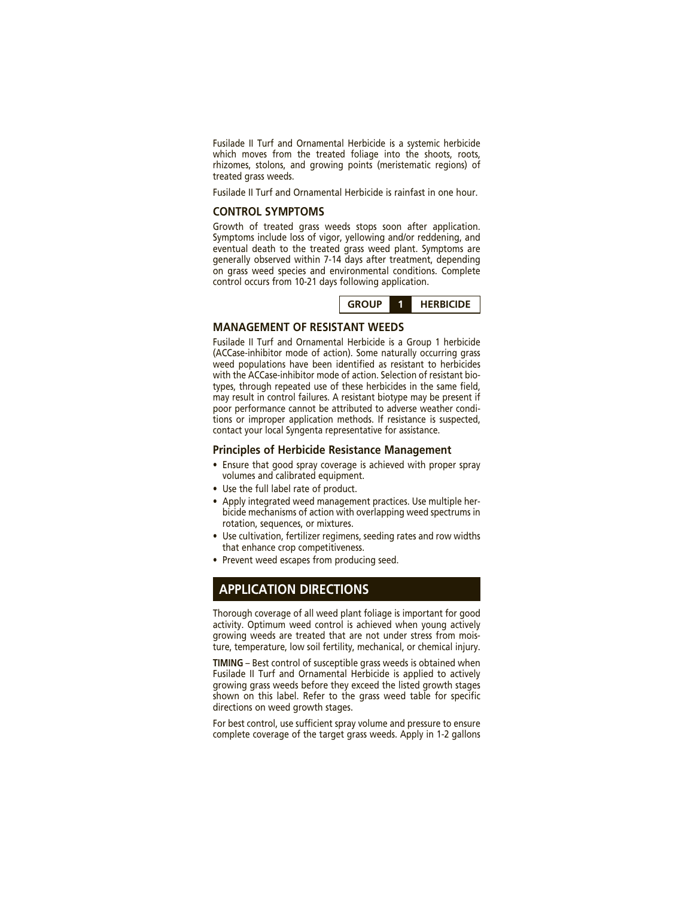Fusilade II Turf and Ornamental Herbicide is a systemic herbicide which moves from the treated foliage into the shoots, roots, rhizomes, stolons, and growing points (meristematic regions) of treated grass weeds.

Fusilade II Turf and Ornamental Herbicide is rainfast in one hour.

### CONTROL SYMPTOMS

Growth of treated grass weeds stops soon after application. Symptoms include loss of vigor, yellowing and/or reddening, and eventual death to the treated grass weed plant. Symptoms are generally observed within 7-14 days after treatment, depending on grass weed species and environmental conditions. Complete control occurs from 10-21 days following application.

| GROUP | 1 | HERBICIDE |
|---|---|---|

### MANAGEMENT OF RESISTANT WEEDS

Fusilade II Turf and Ornamental Herbicide is a Group 1 herbicide (ACCase-inhibitor mode of action). Some naturally occurring grass weed populations have been identified as resistant to herbicides with the ACCase-inhibitor mode of action. Selection of resistant biotypes, through repeated use of these herbicides in the same field, may result in control failures. A resistant biotype may be present if poor performance cannot be attributed to adverse weather conditions or improper application methods. If resistance is suspected, contact your local Syngenta representative for assistance.

#### Principles of Herbicide Resistance Management

- Ensure that good spray coverage is achieved with proper spray volumes and calibrated equipment.
- Use the full label rate of product.
- Apply integrated weed management practices. Use multiple herbicide mechanisms of action with overlapping weed spectrums in rotation, sequences, or mixtures.
- Use cultivation, fertilizer regimens, seeding rates and row widths that enhance crop competitiveness.
- Prevent weed escapes from producing seed.

## APPLICATION DIRECTIONS

Thorough coverage of all weed plant foliage is important for good activity. Optimum weed control is achieved when young actively growing weeds are treated that are not under stress from moisture, temperature, low soil fertility, mechanical, or chemical injury.

**TIMING** – Best control of susceptible grass weeds is obtained when Fusilade II Turf and Ornamental Herbicide is applied to actively growing grass weeds before they exceed the listed growth stages shown on this label. Refer to the grass weed table for specific directions on weed growth stages.

For best control, use sufficient spray volume and pressure to ensure complete coverage of the target grass weeds. Apply in 1-2 gallons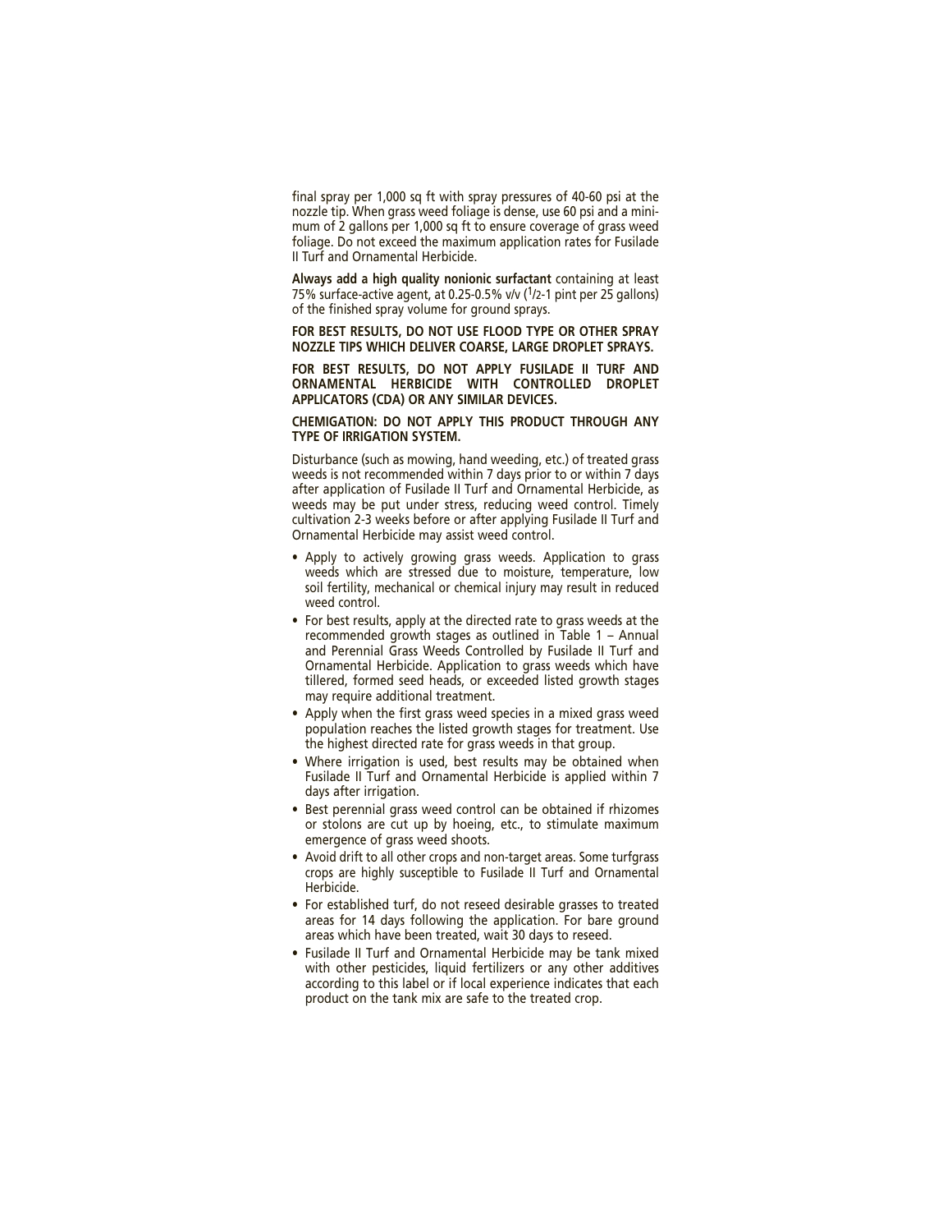final spray per 1,000 sq ft with spray pressures of 40-60 psi at the nozzle tip. When grass weed foliage is dense, use 60 psi and a minimum of 2 gallons per 1,000 sq ft to ensure coverage of grass weed foliage. Do not exceed the maximum application rates for Fusilade II Turf and Ornamental Herbicide.

**Always add a high quality nonionic surfactant** containing at least 75% surface-active agent, at 0.25-0.5% v/v (1/2-1 pint per 25 gallons) of the finished spray volume for ground sprays.

**FOR BEST RESULTS, DO NOT USE FLOOD TYPE OR OTHER SPRAY NOZZLE TIPS WHICH DELIVER COARSE, LARGE DROPLET SPRAYS.**

**FOR BEST RESULTS, DO NOT APPLY FUSILADE II TURF AND ORNAMENTAL HERBICIDE WITH CONTROLLED DROPLET APPLICATORS (CDA) OR ANY SIMILAR DEVICES.**

**CHEMIGATION: DO NOT APPLY THIS PRODUCT THROUGH ANY TYPE OF IRRIGATION SYSTEM.**

Disturbance (such as mowing, hand weeding, etc.) of treated grass weeds is not recommended within 7 days prior to or within 7 days after application of Fusilade II Turf and Ornamental Herbicide, as weeds may be put under stress, reducing weed control. Timely cultivation 2-3 weeks before or after applying Fusilade II Turf and Ornamental Herbicide may assist weed control.

- Apply to actively growing grass weeds. Application to grass weeds which are stressed due to moisture, temperature, low soil fertility, mechanical or chemical injury may result in reduced weed control.
- For best results, apply at the directed rate to grass weeds at the recommended growth stages as outlined in Table 1 – Annual and Perennial Grass Weeds Controlled by Fusilade II Turf and Ornamental Herbicide. Application to grass weeds which have tillered, formed seed heads, or exceeded listed growth stages may require additional treatment.
- Apply when the first grass weed species in a mixed grass weed population reaches the listed growth stages for treatment. Use the highest directed rate for grass weeds in that group.
- Where irrigation is used, best results may be obtained when Fusilade II Turf and Ornamental Herbicide is applied within 7 days after irrigation.
- Best perennial grass weed control can be obtained if rhizomes or stolons are cut up by hoeing, etc., to stimulate maximum emergence of grass weed shoots.
- Avoid drift to all other crops and non-target areas. Some turfgrass crops are highly susceptible to Fusilade II Turf and Ornamental Herbicide.
- For established turf, do not reseed desirable grasses to treated areas for 14 days following the application. For bare ground areas which have been treated, wait 30 days to reseed.
- Fusilade II Turf and Ornamental Herbicide may be tank mixed with other pesticides, liquid fertilizers or any other additives according to this label or if local experience indicates that each product on the tank mix are safe to the treated crop.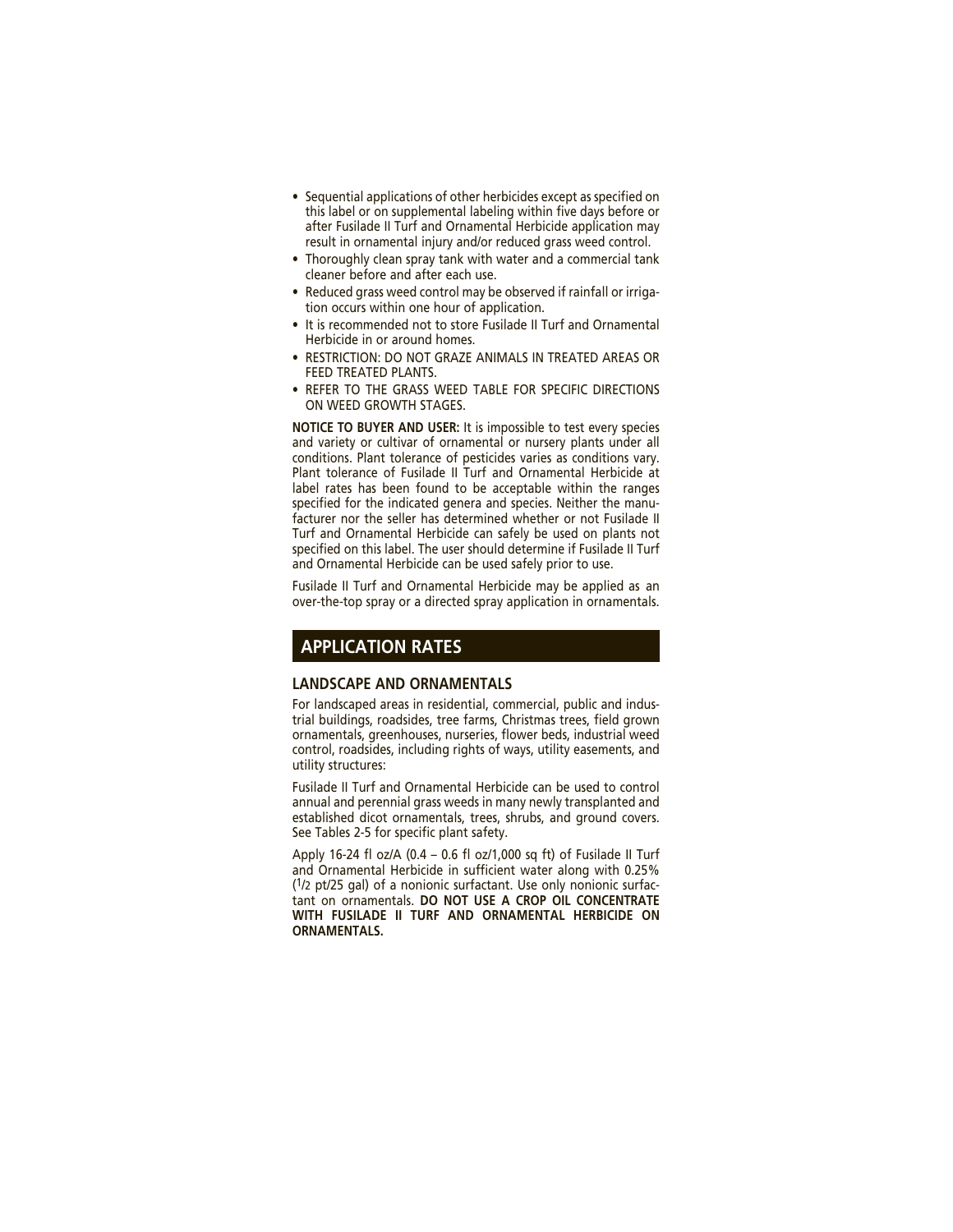- Sequential applications of other herbicides except as specified on this label or on supplemental labeling within five days before or after Fusilade II Turf and Ornamental Herbicide application may result in ornamental injury and/or reduced grass weed control.
- Thoroughly clean spray tank with water and a commercial tank cleaner before and after each use.
- Reduced grass weed control may be observed if rainfall or irrigation occurs within one hour of application.
- It is recommended not to store Fusilade II Turf and Ornamental Herbicide in or around homes.
- RESTRICTION: DO NOT GRAZE ANIMALS IN TREATED AREAS OR FEED TREATED PLANTS.
- REFER TO THE GRASS WEED TABLE FOR SPECIFIC DIRECTIONS ON WEED GROWTH STAGES.

**NOTICE TO BUYER AND USER:** It is impossible to test every species and variety or cultivar of ornamental or nursery plants under all conditions. Plant tolerance of pesticides varies as conditions vary. Plant tolerance of Fusilade II Turf and Ornamental Herbicide at label rates has been found to be acceptable within the ranges specified for the indicated genera and species. Neither the manufacturer nor the seller has determined whether or not Fusilade II Turf and Ornamental Herbicide can safely be used on plants not specified on this label. The user should determine if Fusilade II Turf and Ornamental Herbicide can be used safely prior to use.

Fusilade II Turf and Ornamental Herbicide may be applied as an over-the-top spray or a directed spray application in ornamentals.

## APPLICATION RATES

### LANDSCAPE AND ORNAMENTALS

For landscaped areas in residential, commercial, public and industrial buildings, roadsides, tree farms, Christmas trees, field grown ornamentals, greenhouses, nurseries, flower beds, industrial weed control, roadsides, including rights of ways, utility easements, and utility structures:

Fusilade II Turf and Ornamental Herbicide can be used to control annual and perennial grass weeds in many newly transplanted and established dicot ornamentals, trees, shrubs, and ground covers. See Tables 2-5 for specific plant safety.

Apply 16-24 fl oz/A (0.4 – 0.6 fl oz/1,000 sq ft) of Fusilade II Turf and Ornamental Herbicide in sufficient water along with 0.25% (1/2 pt/25 gal) of a nonionic surfactant. Use only nonionic surfactant on ornamentals. **DO NOT USE A CROP OIL CONCENTRATE WITH FUSILADE II TURF AND ORNAMENTAL HERBICIDE ON ORNAMENTALS.**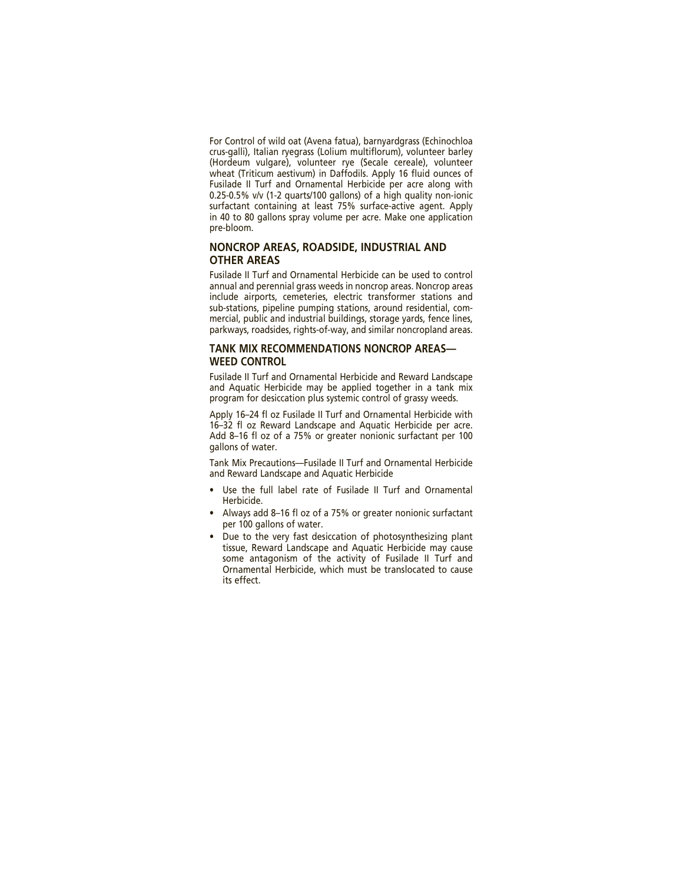For Control of wild oat (Avena fatua), barnyardgrass (Echinochloa crus-galli), Italian ryegrass (Lolium multiflorum), volunteer barley (Hordeum vulgare), volunteer rye (Secale cereale), volunteer wheat (Triticum aestivum) in Daffodils. Apply 16 fluid ounces of Fusilade II Turf and Ornamental Herbicide per acre along with 0.25-0.5% v/v (1-2 quarts/100 gallons) of a high quality non-ionic surfactant containing at least 75% surface-active agent. Apply in 40 to 80 gallons spray volume per acre. Make one application pre-bloom.

## NONCROP AREAS, ROADSIDE, INDUSTRIAL AND OTHER AREAS

Fusilade II Turf and Ornamental Herbicide can be used to control annual and perennial grass weeds in noncrop areas. Noncrop areas include airports, cemeteries, electric transformer stations and sub-stations, pipeline pumping stations, around residential, commercial, public and industrial buildings, storage yards, fence lines, parkways, roadsides, rights-of-way, and similar noncropland areas.

## TANK MIX RECOMMENDATIONS NONCROP AREAS—WEED CONTROL

Fusilade II Turf and Ornamental Herbicide and Reward Landscape and Aquatic Herbicide may be applied together in a tank mix program for desiccation plus systemic control of grassy weeds.

Apply 16–24 fl oz Fusilade II Turf and Ornamental Herbicide with 16–32 fl oz Reward Landscape and Aquatic Herbicide per acre. Add 8–16 fl oz of a 75% or greater nonionic surfactant per 100 gallons of water.

Tank Mix Precautions—Fusilade II Turf and Ornamental Herbicide and Reward Landscape and Aquatic Herbicide

- Use the full label rate of Fusilade II Turf and Ornamental Herbicide.
- Always add 8–16 fl oz of a 75% or greater nonionic surfactant per 100 gallons of water.
- Due to the very fast desiccation of photosynthesizing plant tissue, Reward Landscape and Aquatic Herbicide may cause some antagonism of the activity of Fusilade II Turf and Ornamental Herbicide, which must be translocated to cause its effect.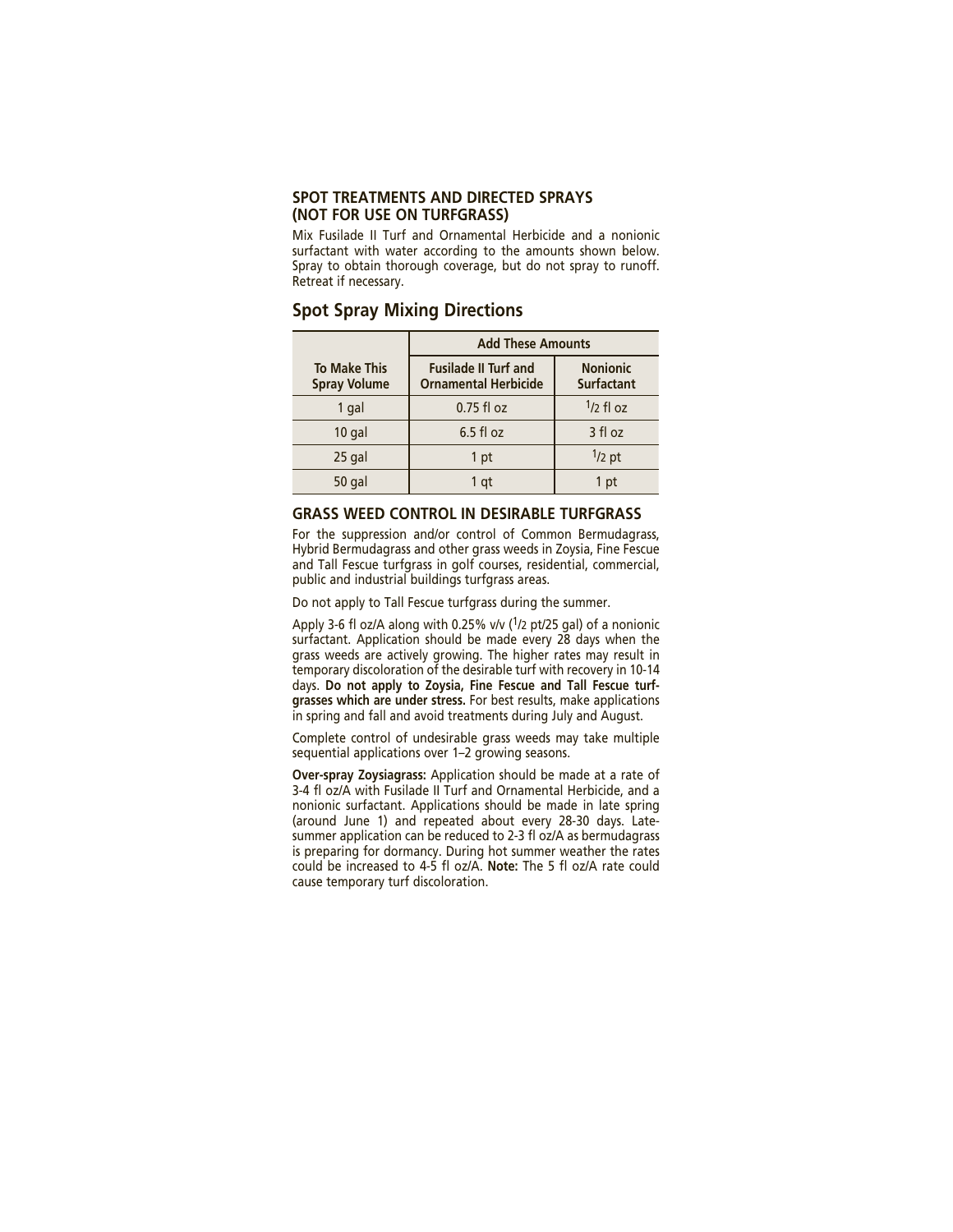### SPOT TREATMENTS AND DIRECTED SPRAYS (NOT FOR USE ON TURFGRASS)

Mix Fusilade II Turf and Ornamental Herbicide and a nonionic surfactant with water according to the amounts shown below. Spray to obtain thorough coverage, but do not spray to runoff. Retreat if necessary.

## Spot Spray Mixing Directions

| To Make This Spray Volume | Add These Amounts | |
|---|---|---|
| | Fusilade II Turf and Ornamental Herbicide | Nonionic Surfactant |
| 1 gal | 0.75 fl oz | 1/2 fl oz |
| 10 gal | 6.5 fl oz | 3 fl oz |
| 25 gal | 1 pt | 1/2 pt |
| 50 gal | 1 qt | 1 pt |

### GRASS WEED CONTROL IN DESIRABLE TURFGRASS

For the suppression and/or control of Common Bermudagrass, Hybrid Bermudagrass and other grass weeds in Zoysia, Fine Fescue and Tall Fescue turfgrass in golf courses, residential, commercial, public and industrial buildings turfgrass areas.

Do not apply to Tall Fescue turfgrass during the summer.

Apply 3-6 fl oz/A along with 0.25% v/v (1/2 pt/25 gal) of a nonionic surfactant. Application should be made every 28 days when the grass weeds are actively growing. The higher rates may result in temporary discoloration of the desirable turf with recovery in 10-14 days. **Do not apply to Zoysia, Fine Fescue and Tall Fescue turfgrasses which are under stress.** For best results, make applications in spring and fall and avoid treatments during July and August.

Complete control of undesirable grass weeds may take multiple sequential applications over 1–2 growing seasons.

**Over-spray Zoysiagrass:** Application should be made at a rate of 3-4 fl oz/A with Fusilade II Turf and Ornamental Herbicide, and a nonionic surfactant. Applications should be made in late spring (around June 1) and repeated about every 28-30 days. Late-summer application can be reduced to 2-3 fl oz/A as bermudagrass is preparing for dormancy. During hot summer weather the rates could be increased to 4-5 fl oz/A. **Note:** The 5 fl oz/A rate could cause temporary turf discoloration.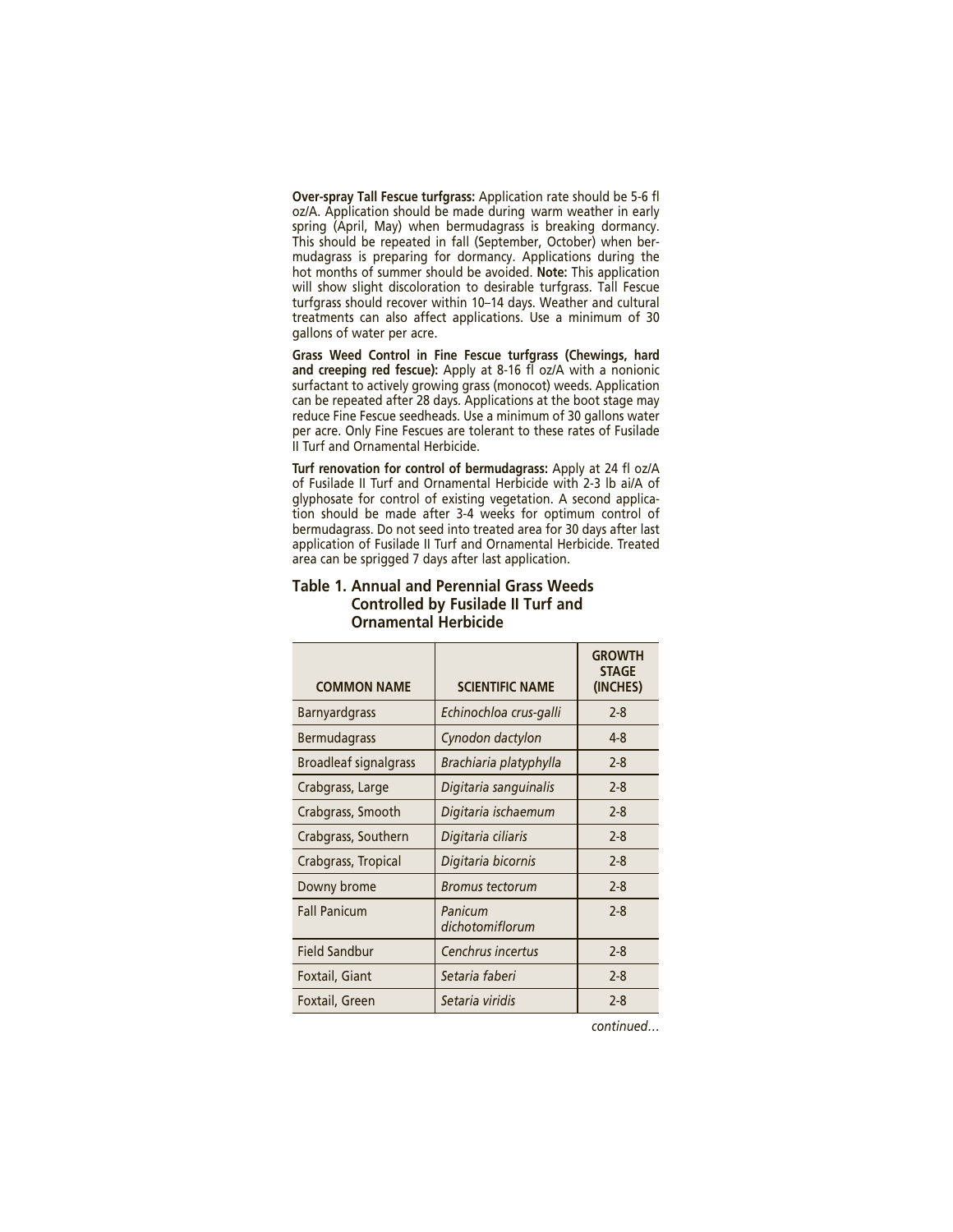**Over-spray Tall Fescue turfgrass:** Application rate should be 5-6 fl oz/A. Application should be made during warm weather in early spring (April, May) when bermudagrass is breaking dormancy. This should be repeated in fall (September, October) when bermudagrass is preparing for dormancy. Applications during the hot months of summer should be avoided. **Note:** This application will show slight discoloration to desirable turfgrass. Tall Fescue turfgrass should recover within 10–14 days. Weather and cultural treatments can also affect applications. Use a minimum of 30 gallons of water per acre.

**Grass Weed Control in Fine Fescue turfgrass (Chewings, hard and creeping red fescue):** Apply at 8-16 fl oz/A with a nonionic surfactant to actively growing grass (monocot) weeds. Application can be repeated after 28 days. Applications at the boot stage may reduce Fine Fescue seedheads. Use a minimum of 30 gallons water per acre. Only Fine Fescues are tolerant to these rates of Fusilade II Turf and Ornamental Herbicide.

**Turf renovation for control of bermudagrass:** Apply at 24 fl oz/A of Fusilade II Turf and Ornamental Herbicide with 2-3 lb ai/A of glyphosate for control of existing vegetation. A second application should be made after 3-4 weeks for optimum control of bermudagrass. Do not seed into treated area for 30 days after last application of Fusilade II Turf and Ornamental Herbicide. Treated area can be sprigged 7 days after last application.

### Table 1. Annual and Perennial Grass Weeds Controlled by Fusilade II Turf and Ornamental Herbicide

| COMMON NAME | SCIENTIFIC NAME | GROWTH STAGE (INCHES) |
|---|---|---|
| Barnyardgrass | *Echinochloa crus-galli* | 2-8 |
| Bermudagrass | *Cynodon dactylon* | 4-8 |
| Broadleaf signalgrass | *Brachiaria platyphylla* | 2-8 |
| Crabgrass, Large | *Digitaria sanguinalis* | 2-8 |
| Crabgrass, Smooth | *Digitaria ischaemum* | 2-8 |
| Crabgrass, Southern | *Digitaria ciliaris* | 2-8 |
| Crabgrass, Tropical | *Digitaria bicornis* | 2-8 |
| Downy brome | *Bromus tectorum* | 2-8 |
| Fall Panicum | *Panicum dichotomiflorum* | 2-8 |
| Field Sandbur | *Cenchrus incertus* | 2-8 |
| Foxtail, Giant | *Setaria faberi* | 2-8 |
| Foxtail, Green | *Setaria viridis* | 2-8 |

*continued…*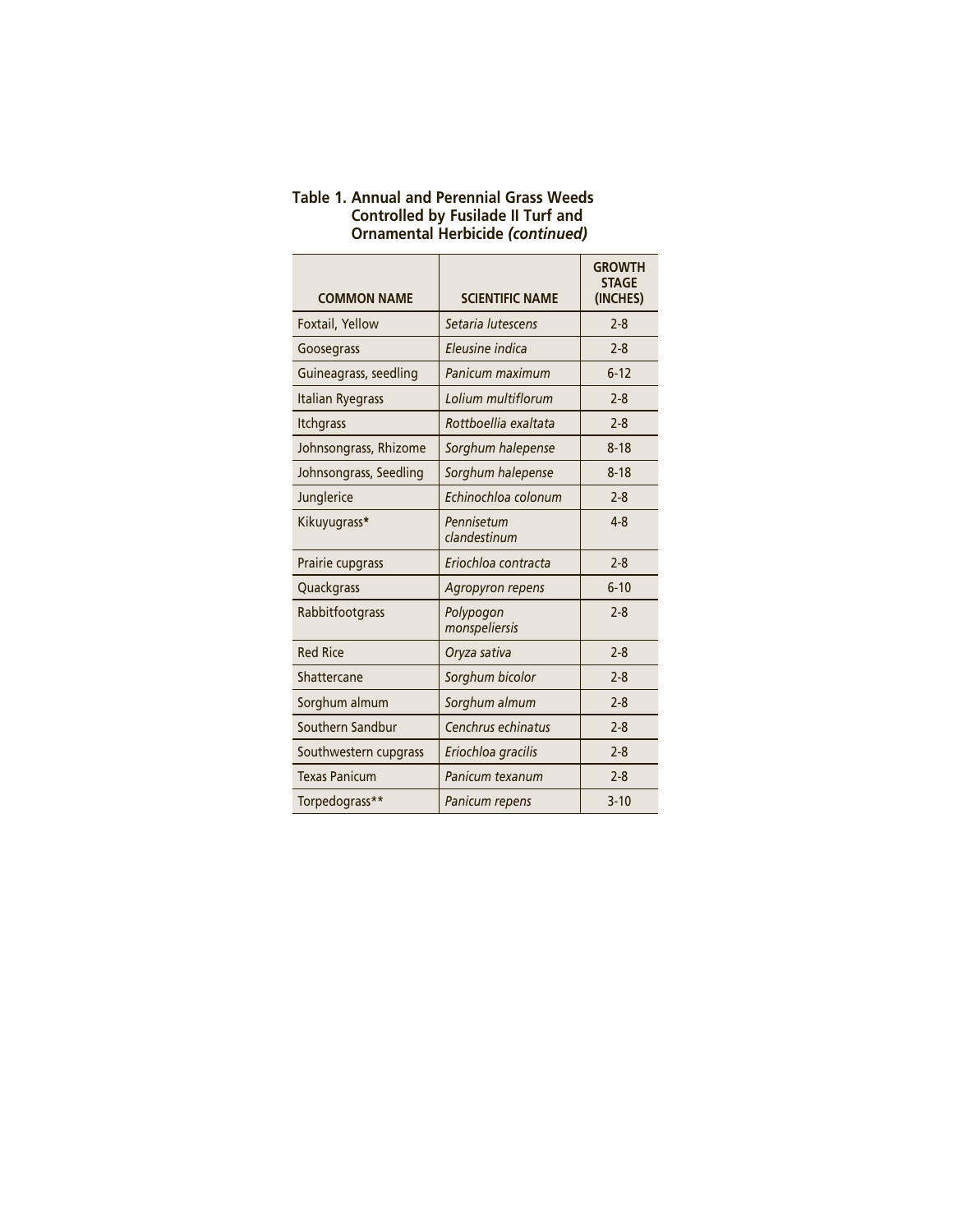**Table 1. Annual and Perennial Grass Weeds Controlled by Fusilade II Turf and Ornamental Herbicide *(continued)***

| COMMON NAME | SCIENTIFIC NAME | GROWTH STAGE (INCHES) |
|---|---|---|
| Foxtail, Yellow | *Setaria lutescens* | 2-8 |
| Goosegrass | *Eleusine indica* | 2-8 |
| Guineagrass, seedling | *Panicum maximum* | 6-12 |
| Italian Ryegrass | *Lolium multiflorum* | 2-8 |
| Itchgrass | *Rottboellia exaltata* | 2-8 |
| Johnsongrass, Rhizome | *Sorghum halepense* | 8-18 |
| Johnsongrass, Seedling | *Sorghum halepense* | 8-18 |
| Junglerice | *Echinochloa colonum* | 2-8 |
| Kikuyugrass* | *Pennisetum clandestinum* | 4-8 |
| Prairie cupgrass | *Eriochloa contracta* | 2-8 |
| Quackgrass | *Agropyron repens* | 6-10 |
| Rabbitfootgrass | *Polypogon monspeliersis* | 2-8 |
| Red Rice | *Oryza sativa* | 2-8 |
| Shattercane | *Sorghum bicolor* | 2-8 |
| Sorghum almum | *Sorghum almum* | 2-8 |
| Southern Sandbur | *Cenchrus echinatus* | 2-8 |
| Southwestern cupgrass | *Eriochloa gracilis* | 2-8 |
| Texas Panicum | *Panicum texanum* | 2-8 |
| Torpedograss** | *Panicum repens* | 3-10 |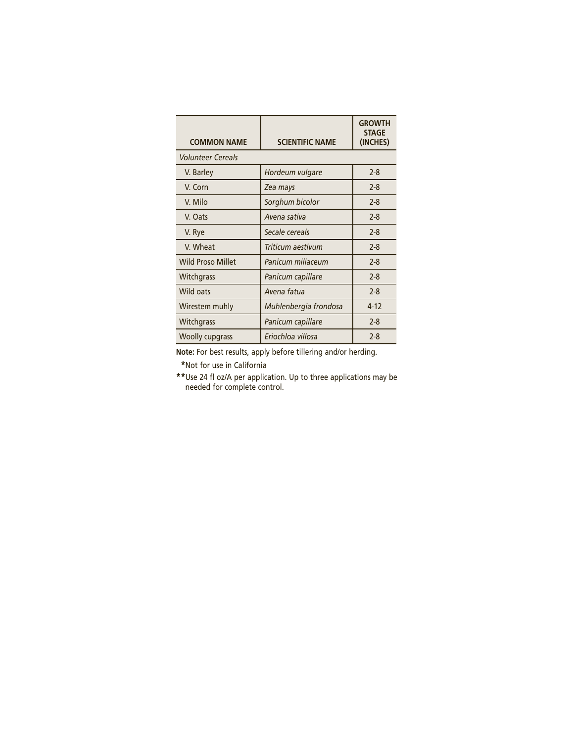| COMMON NAME | SCIENTIFIC NAME | GROWTH STAGE (INCHES) |
|---|---|---|
| *Volunteer Cereals* | | |
| V. Barley | *Hordeum vulgare* | 2-8 |
| V. Corn | *Zea mays* | 2-8 |
| V. Milo | *Sorghum bicolor* | 2-8 |
| V. Oats | *Avena sativa* | 2-8 |
| V. Rye | *Secale cereals* | 2-8 |
| V. Wheat | *Triticum aestivum* | 2-8 |
| Wild Proso Millet | *Panicum miliaceum* | 2-8 |
| Witchgrass | *Panicum capillare* | 2-8 |
| Wild oats | *Avena fatua* | 2-8 |
| Wirestem muhly | *Muhlenbergia frondosa* | 4-12 |
| Witchgrass | *Panicum capillare* | 2-8 |
| Woolly cupgrass | *Eriochloa villosa* | 2-8 |

**Note:** For best results, apply before tillering and/or herding.

**\***Not for use in California

**\*\***Use 24 fl oz/A per application. Up to three applications may be needed for complete control.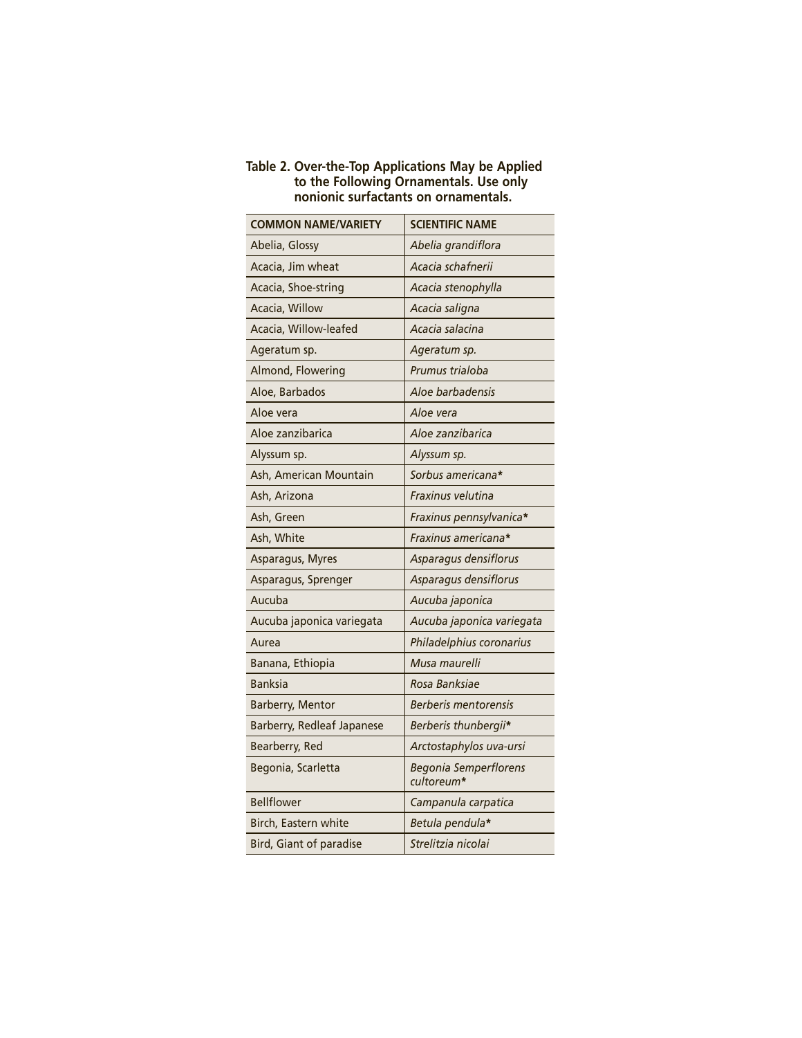**Table 2. Over-the-Top Applications May be Applied to the Following Ornamentals. Use only nonionic surfactants on ornamentals.**

| COMMON NAME/VARIETY | SCIENTIFIC NAME |
|---|---|
| Abelia, Glossy | *Abelia grandiflora* |
| Acacia, Jim wheat | *Acacia schafnerii* |
| Acacia, Shoe-string | *Acacia stenophylla* |
| Acacia, Willow | *Acacia saligna* |
| Acacia, Willow-leafed | *Acacia salacina* |
| Ageratum sp. | *Ageratum sp.* |
| Almond, Flowering | *Prumus trialoba* |
| Aloe, Barbados | *Aloe barbadensis* |
| Aloe vera | *Aloe vera* |
| Aloe zanzibarica | *Aloe zanzibarica* |
| Alyssum sp. | *Alyssum sp.* |
| Ash, American Mountain | *Sorbus americana*\* |
| Ash, Arizona | *Fraxinus velutina* |
| Ash, Green | *Fraxinus pennsylvanica*\* |
| Ash, White | *Fraxinus americana*\* |
| Asparagus, Myres | *Asparagus densiflorus* |
| Asparagus, Sprenger | *Asparagus densiflorus* |
| Aucuba | *Aucuba japonica* |
| Aucuba japonica variegata | *Aucuba japonica variegata* |
| Aurea | *Philadelphius coronarius* |
| Banana, Ethiopia | *Musa maurelli* |
| Banksia | *Rosa Banksiae* |
| Barberry, Mentor | *Berberis mentorensis* |
| Barberry, Redleaf Japanese | *Berberis thunbergii*\* |
| Bearberry, Red | *Arctostaphylos uva-ursi* |
| Begonia, Scarletta | *Begonia Semperflorens cultoreum*\* |
| Bellflower | *Campanula carpatica* |
| Birch, Eastern white | *Betula pendula*\* |
| Bird, Giant of paradise | *Strelitzia nicolai* |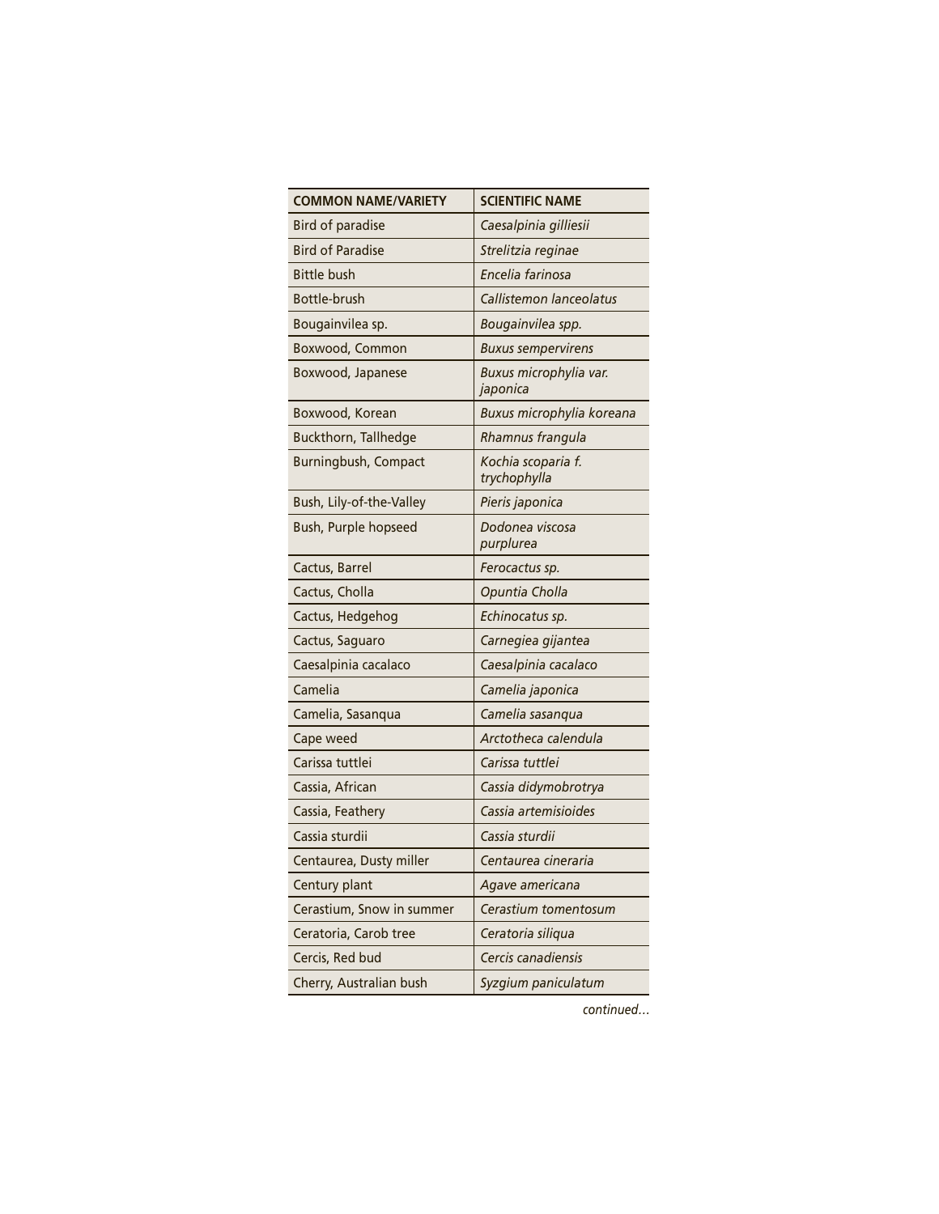| COMMON NAME/VARIETY | SCIENTIFIC NAME |
|---|---|
| Bird of paradise | *Caesalpinia gilliesii* |
| Bird of Paradise | *Strelitzia reginae* |
| Bittle bush | *Encelia farinosa* |
| Bottle-brush | *Callistemon lanceolatus* |
| Bougainvilea sp. | *Bougainvilea spp.* |
| Boxwood, Common | *Buxus sempervirens* |
| Boxwood, Japanese | *Buxus microphylia var. japonica* |
| Boxwood, Korean | *Buxus microphylia koreana* |
| Buckthorn, Tallhedge | *Rhamnus frangula* |
| Burningbush, Compact | *Kochia scoparia f. trychophylla* |
| Bush, Lily-of-the-Valley | *Pieris japonica* |
| Bush, Purple hopseed | *Dodonea viscosa purplurea* |
| Cactus, Barrel | *Ferocactus sp.* |
| Cactus, Cholla | *Opuntia Cholla* |
| Cactus, Hedgehog | *Echinocatus sp.* |
| Cactus, Saguaro | *Carnegiea gijantea* |
| Caesalpinia cacalaco | *Caesalpinia cacalaco* |
| Camelia | *Camelia japonica* |
| Camelia, Sasanqua | *Camelia sasanqua* |
| Cape weed | *Arctotheca calendula* |
| Carissa tuttlei | *Carissa tuttlei* |
| Cassia, African | *Cassia didymobrotrya* |
| Cassia, Feathery | *Cassia artemisioides* |
| Cassia sturdii | *Cassia sturdii* |
| Centaurea, Dusty miller | *Centaurea cineraria* |
| Century plant | *Agave americana* |
| Cerastium, Snow in summer | *Cerastium tomentosum* |
| Ceratoria, Carob tree | *Ceratoria siliqua* |
| Cercis, Red bud | *Cercis canadiensis* |
| Cherry, Australian bush | *Syzgium paniculatum* |

*continued…*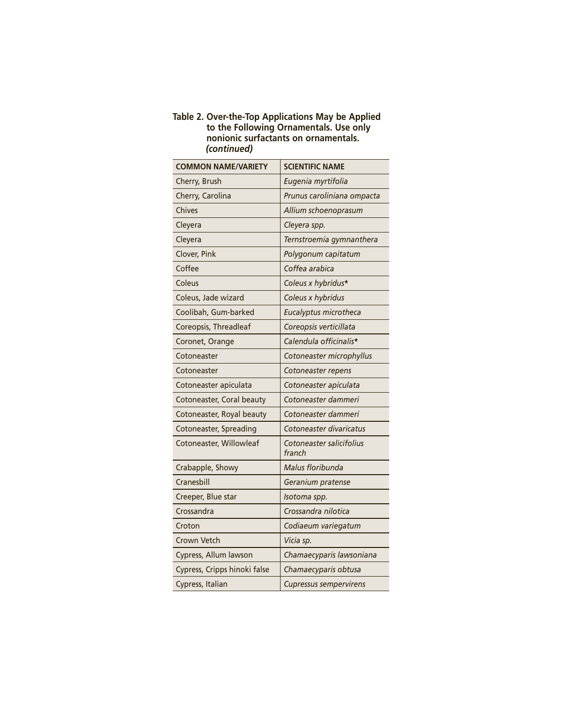**Table 2. Over-the-Top Applications May be Applied to the Following Ornamentals. Use only nonionic surfactants on ornamentals.** ***(continued)***

| COMMON NAME/VARIETY | SCIENTIFIC NAME |
|---|---|
| Cherry, Brush | *Eugenia myrtifolia* |
| Cherry, Carolina | *Prunus caroliniana ompacta* |
| Chives | *Allium schoenoprasum* |
| Cleyera | *Cleyera spp.* |
| Cleyera | *Ternstroemia gymnanthera* |
| Clover, Pink | *Polygonum capitatum* |
| Coffee | *Coffea arabica* |
| Coleus | *Coleus x hybridus** |
| Coleus, Jade wizard | *Coleus x hybridus* |
| Coolibah, Gum-barked | *Eucalyptus microtheca* |
| Coreopsis, Threadleaf | *Coreopsis verticillata* |
| Coronet, Orange | *Calendula officinalis** |
| Cotoneaster | *Cotoneaster microphyllus* |
| Cotoneaster | *Cotoneaster repens* |
| Cotoneaster apiculata | *Cotoneaster apiculata* |
| Cotoneaster, Coral beauty | *Cotoneaster dammeri* |
| Cotoneaster, Royal beauty | *Cotoneaster dammeri* |
| Cotoneaster, Spreading | *Cotoneaster divaricatus* |
| Cotoneaster, Willowleaf | *Cotoneaster salicifolius franch* |
| Crabapple, Showy | *Malus floribunda* |
| Cranesbill | *Geranium pratense* |
| Creeper, Blue star | *Isotoma spp.* |
| Crossandra | *Crossandra nilotica* |
| Croton | *Codiaeum variegatum* |
| Crown Vetch | *Vicia sp.* |
| Cypress, Allum lawson | *Chamaecyparis lawsoniana* |
| Cypress, Cripps hinoki false | *Chamaecyparis obtusa* |
| Cypress, Italian | *Cupressus sempervirens* |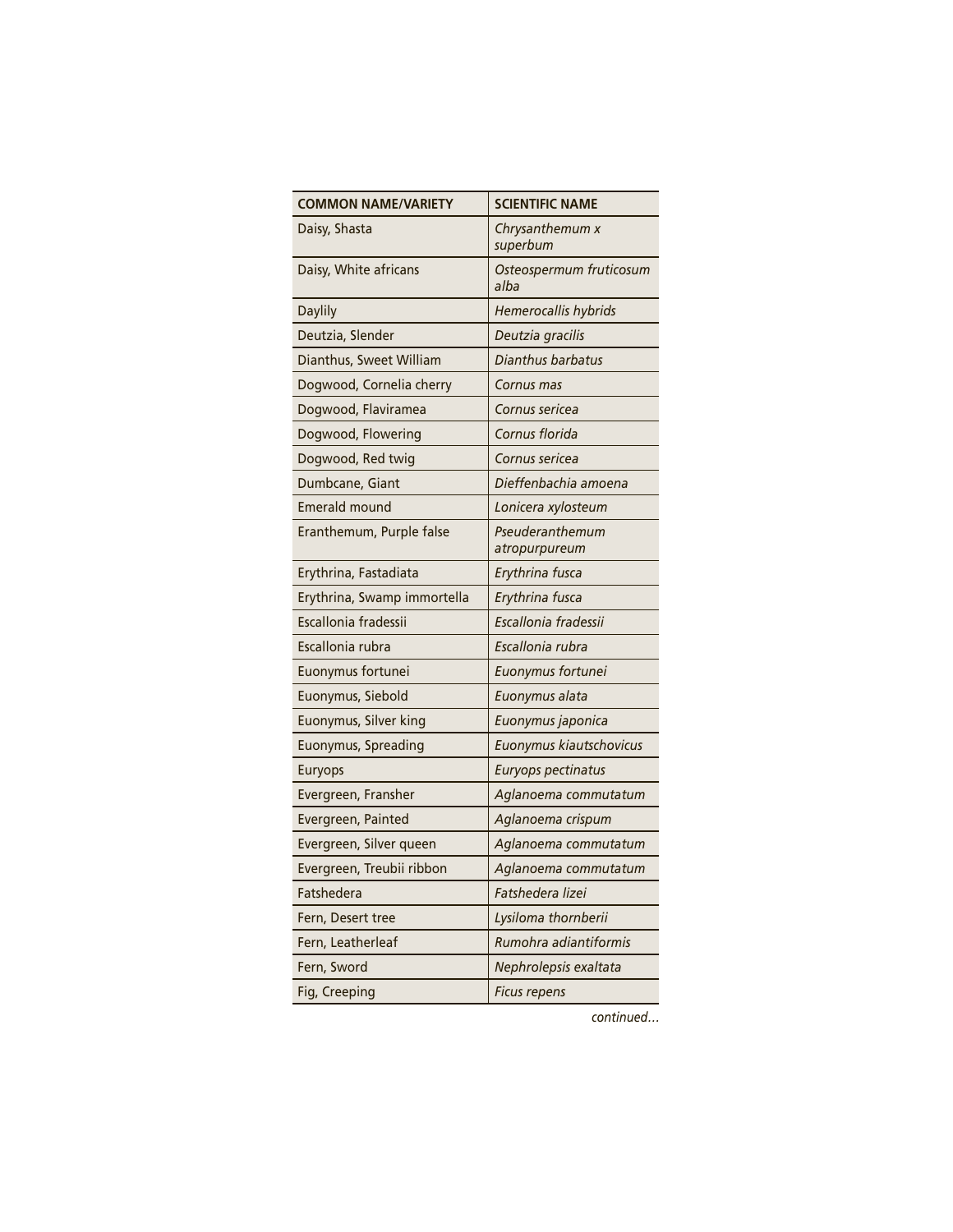| COMMON NAME/VARIETY | SCIENTIFIC NAME |
|---|---|
| Daisy, Shasta | *Chrysanthemum x superbum* |
| Daisy, White africans | *Osteospermum fruticosum alba* |
| Daylily | *Hemerocallis hybrids* |
| Deutzia, Slender | *Deutzia gracilis* |
| Dianthus, Sweet William | *Dianthus barbatus* |
| Dogwood, Cornelia cherry | *Cornus mas* |
| Dogwood, Flaviramea | *Cornus sericea* |
| Dogwood, Flowering | *Cornus florida* |
| Dogwood, Red twig | *Cornus sericea* |
| Dumbcane, Giant | *Dieffenbachia amoena* |
| Emerald mound | *Lonicera xylosteum* |
| Eranthemum, Purple false | *Pseuderanthemum atropurpureum* |
| Erythrina, Fastadiata | *Erythrina fusca* |
| Erythrina, Swamp immortella | *Erythrina fusca* |
| Escallonia fradessii | *Escallonia fradessii* |
| Escallonia rubra | *Escallonia rubra* |
| Euonymus fortunei | *Euonymus fortunei* |
| Euonymus, Siebold | *Euonymus alata* |
| Euonymus, Silver king | *Euonymus japonica* |
| Euonymus, Spreading | *Euonymus kiautschovicus* |
| Euryops | *Euryops pectinatus* |
| Evergreen, Fransher | *Aglanoema commutatum* |
| Evergreen, Painted | *Aglanoema crispum* |
| Evergreen, Silver queen | *Aglanoema commutatum* |
| Evergreen, Treubii ribbon | *Aglanoema commutatum* |
| Fatshedera | *Fatshedera lizei* |
| Fern, Desert tree | *Lysiloma thornberii* |
| Fern, Leatherleaf | *Rumohra adiantiformis* |
| Fern, Sword | *Nephrolepsis exaltata* |
| Fig, Creeping | *Ficus repens* |

*continued…*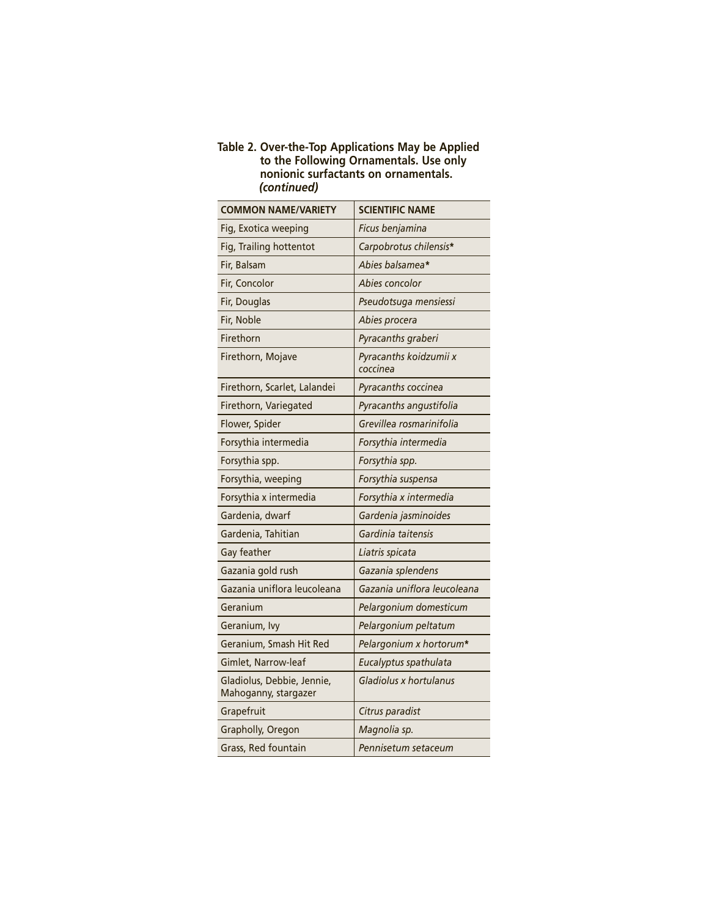**Table 2. Over-the-Top Applications May be Applied to the Following Ornamentals. Use only nonionic surfactants on ornamentals. *(continued)***

| COMMON NAME/VARIETY | SCIENTIFIC NAME |
|---|---|
| Fig, Exotica weeping | *Ficus benjamina* |
| Fig, Trailing hottentot | *Carpobrotus chilensis** |
| Fir, Balsam | *Abies balsamea** |
| Fir, Concolor | *Abies concolor* |
| Fir, Douglas | *Pseudotsuga mensiessi* |
| Fir, Noble | *Abies procera* |
| Firethorn | *Pyracanths graberi* |
| Firethorn, Mojave | *Pyracanths koidzumii x coccinea* |
| Firethorn, Scarlet, Lalandei | *Pyracanths coccinea* |
| Firethorn, Variegated | *Pyracanths angustifolia* |
| Flower, Spider | *Grevillea rosmarinifolia* |
| Forsythia intermedia | *Forsythia intermedia* |
| Forsythia spp. | *Forsythia spp.* |
| Forsythia, weeping | *Forsythia suspensa* |
| Forsythia x intermedia | *Forsythia x intermedia* |
| Gardenia, dwarf | *Gardenia jasminoides* |
| Gardenia, Tahitian | *Gardinia taitensis* |
| Gay feather | *Liatris spicata* |
| Gazania gold rush | *Gazania splendens* |
| Gazania uniflora leucoleana | *Gazania uniflora leucoleana* |
| Geranium | *Pelargonium domesticum* |
| Geranium, Ivy | *Pelargonium peltatum* |
| Geranium, Smash Hit Red | *Pelargonium x hortorum** |
| Gimlet, Narrow-leaf | *Eucalyptus spathulata* |
| Gladiolus, Debbie, Jennie, Mahoganny, stargazer | *Gladiolus x hortulanus* |
| Grapefruit | *Citrus paradist* |
| Grapholly, Oregon | *Magnolia sp.* |
| Grass, Red fountain | *Pennisetum setaceum* |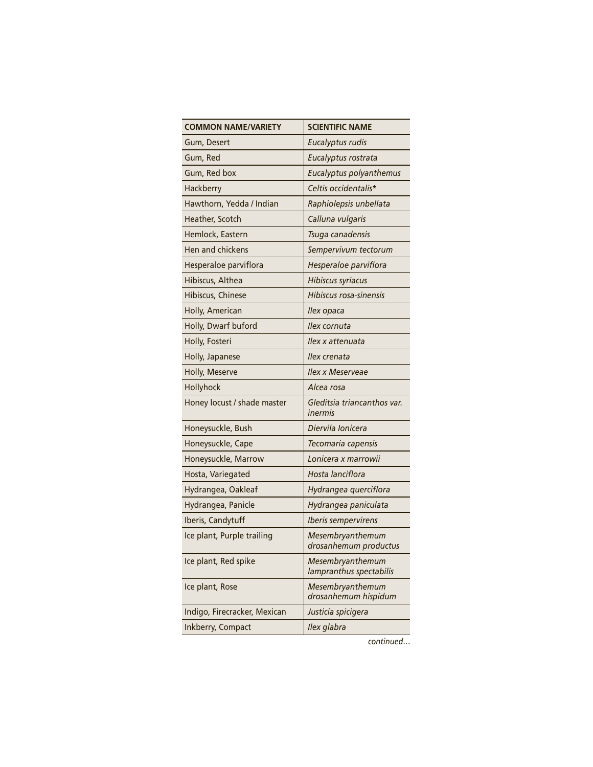| COMMON NAME/VARIETY | SCIENTIFIC NAME |
|---|---|
| Gum, Desert | *Eucalyptus rudis* |
| Gum, Red | *Eucalyptus rostrata* |
| Gum, Red box | *Eucalyptus polyanthemus* |
| Hackberry | *Celtis occidentalis** |
| Hawthorn, Yedda / Indian | *Raphiolepsis unbellata* |
| Heather, Scotch | *Calluna vulgaris* |
| Hemlock, Eastern | *Tsuga canadensis* |
| Hen and chickens | *Sempervivum tectorum* |
| Hesperaloe parviflora | *Hesperaloe parviflora* |
| Hibiscus, Althea | *Hibiscus syriacus* |
| Hibiscus, Chinese | *Hibiscus rosa-sinensis* |
| Holly, American | *Ilex opaca* |
| Holly, Dwarf buford | *Ilex cornuta* |
| Holly, Fosteri | *Ilex x attenuata* |
| Holly, Japanese | *Ilex crenata* |
| Holly, Meserve | *Ilex x Meserveae* |
| Hollyhock | *Alcea rosa* |
| Honey locust / shade master | *Gleditsia triancanthos var. inermis* |
| Honeysuckle, Bush | *Diervila Ionicera* |
| Honeysuckle, Cape | *Tecomaria capensis* |
| Honeysuckle, Marrow | *Lonicera x marrowii* |
| Hosta, Variegated | *Hosta lanciflora* |
| Hydrangea, Oakleaf | *Hydrangea querciflora* |
| Hydrangea, Panicle | *Hydrangea paniculata* |
| Iberis, Candytuff | *Iberis sempervirens* |
| Ice plant, Purple trailing | *Mesembryanthemum drosanhemum productus* |
| Ice plant, Red spike | *Mesembryanthemum lampranthus spectabilis* |
| Ice plant, Rose | *Mesembryanthemum drosanhemum hispidum* |
| Indigo, Firecracker, Mexican | *Justicia spicigera* |
| Inkberry, Compact | *Ilex glabra* |

*continued…*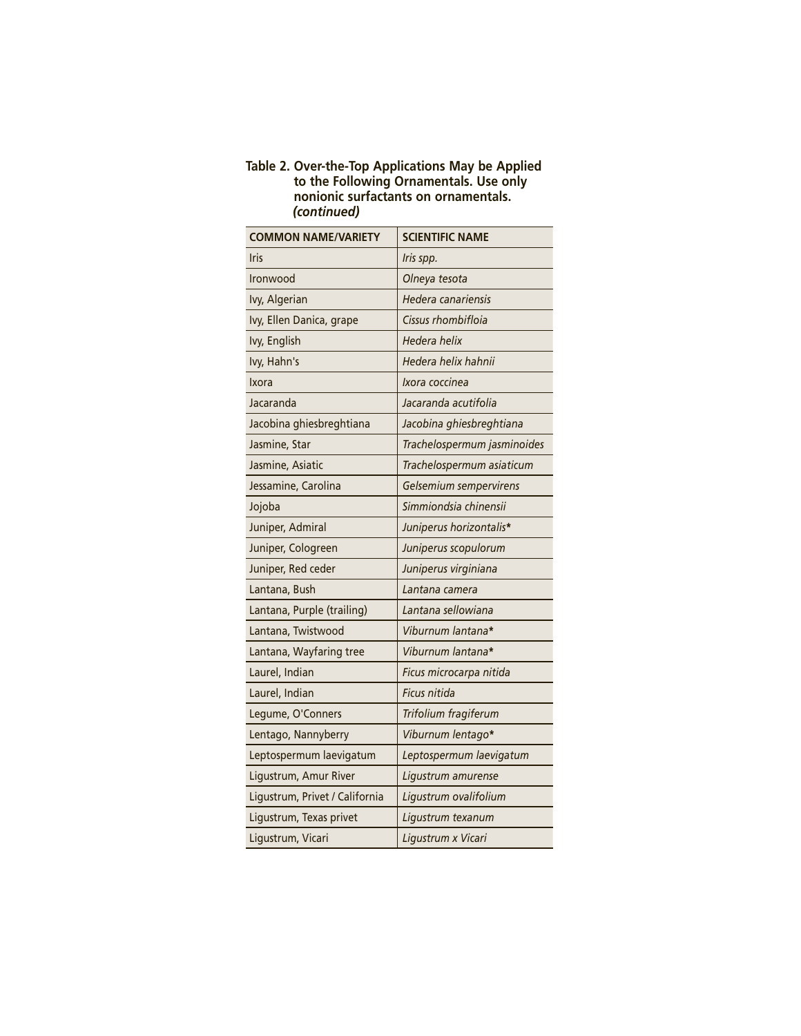**Table 2. Over-the-Top Applications May be Applied to the Following Ornamentals. Use only nonionic surfactants on ornamentals. *(continued)***

| COMMON NAME/VARIETY | SCIENTIFIC NAME |
|---|---|
| Iris | *Iris spp.* |
| Ironwood | *Olneya tesota* |
| Ivy, Algerian | *Hedera canariensis* |
| Ivy, Ellen Danica, grape | *Cissus rhombifloia* |
| Ivy, English | *Hedera helix* |
| Ivy, Hahn's | *Hedera helix hahnii* |
| Ixora | *Ixora coccinea* |
| Jacaranda | *Jacaranda acutifolia* |
| Jacobina ghiesbreghtiana | *Jacobina ghiesbreghtiana* |
| Jasmine, Star | *Trachelospermum jasminoides* |
| Jasmine, Asiatic | *Trachelospermum asiaticum* |
| Jessamine, Carolina | *Gelsemium sempervirens* |
| Jojoba | *Simmiondsia chinensii* |
| Juniper, Admiral | *Juniperus horizontalis** |
| Juniper, Cologreen | *Juniperus scopulorum* |
| Juniper, Red ceder | *Juniperus virginiana* |
| Lantana, Bush | *Lantana camera* |
| Lantana, Purple (trailing) | *Lantana sellowiana* |
| Lantana, Twistwood | *Viburnum lantana** |
| Lantana, Wayfaring tree | *Viburnum lantana** |
| Laurel, Indian | *Ficus microcarpa nitida* |
| Laurel, Indian | *Ficus nitida* |
| Legume, O'Conners | *Trifolium fragiferum* |
| Lentago, Nannyberry | *Viburnum lentago** |
| Leptospermum laevigatum | *Leptospermum laevigatum* |
| Ligustrum, Amur River | *Ligustrum amurense* |
| Ligustrum, Privet / California | *Ligustrum ovalifolium* |
| Ligustrum, Texas privet | *Ligustrum texanum* |
| Ligustrum, Vicari | *Ligustrum x Vicari* |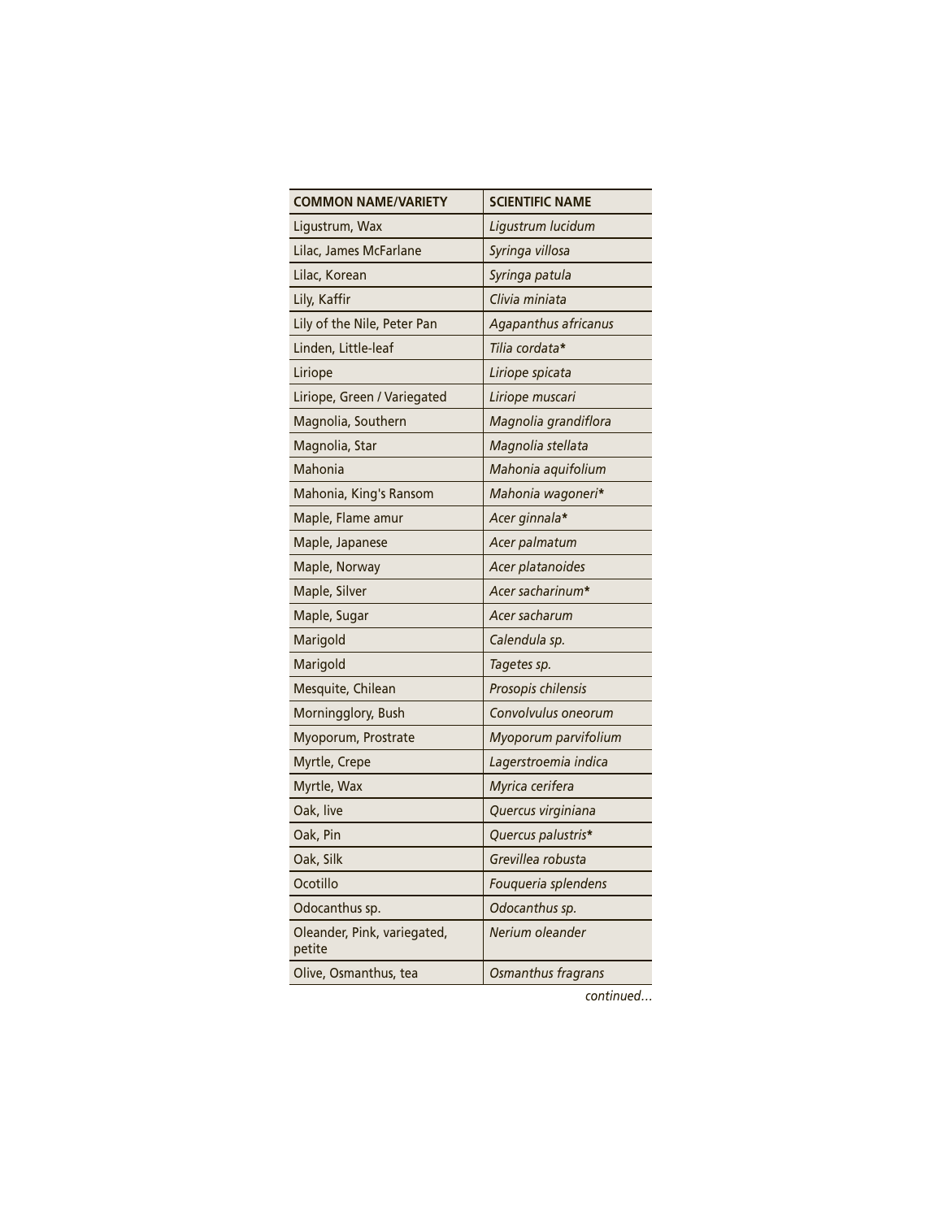| COMMON NAME/VARIETY | SCIENTIFIC NAME |
|---|---|
| Ligustrum, Wax | *Ligustrum lucidum* |
| Lilac, James McFarlane | *Syringa villosa* |
| Lilac, Korean | *Syringa patula* |
| Lily, Kaffir | *Clivia miniata* |
| Lily of the Nile, Peter Pan | *Agapanthus africanus* |
| Linden, Little-leaf | *Tilia cordata** |
| Liriope | *Liriope spicata* |
| Liriope, Green / Variegated | *Liriope muscari* |
| Magnolia, Southern | *Magnolia grandiflora* |
| Magnolia, Star | *Magnolia stellata* |
| Mahonia | *Mahonia aquifolium* |
| Mahonia, King's Ransom | *Mahonia wagoneri** |
| Maple, Flame amur | *Acer ginnala** |
| Maple, Japanese | *Acer palmatum* |
| Maple, Norway | *Acer platanoides* |
| Maple, Silver | *Acer sacharinum** |
| Maple, Sugar | *Acer sacharum* |
| Marigold | *Calendula sp.* |
| Marigold | *Tagetes sp.* |
| Mesquite, Chilean | *Prosopis chilensis* |
| Morningglory, Bush | *Convolvulus oneorum* |
| Myoporum, Prostrate | *Myoporum parvifolium* |
| Myrtle, Crepe | *Lagerstroemia indica* |
| Myrtle, Wax | *Myrica cerifera* |
| Oak, live | *Quercus virginiana* |
| Oak, Pin | *Quercus palustris** |
| Oak, Silk | *Grevillea robusta* |
| Ocotillo | *Fouqueria splendens* |
| Odocanthus sp. | *Odocanthus sp.* |
| Oleander, Pink, variegated, petite | *Nerium oleander* |
| Olive, Osmanthus, tea | *Osmanthus fragrans* |

*continued…*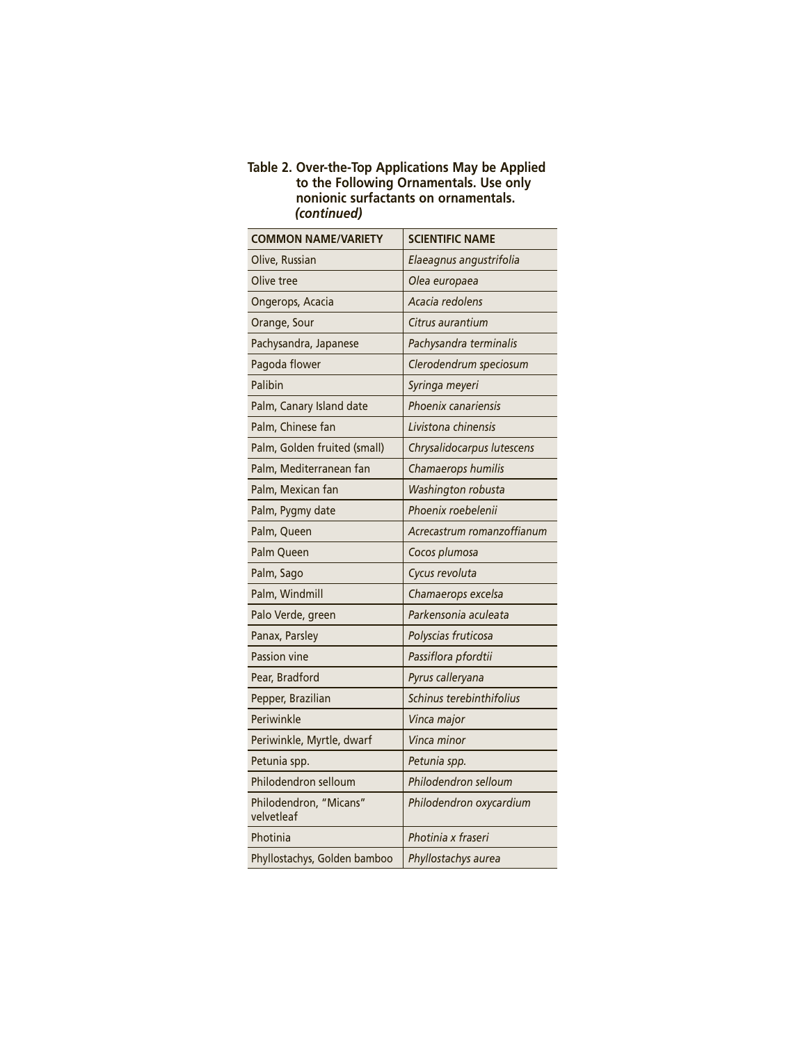**Table 2. Over-the-Top Applications May be Applied to the Following Ornamentals. Use only nonionic surfactants on ornamentals. *(continued)***

| COMMON NAME/VARIETY | SCIENTIFIC NAME |
|---|---|
| Olive, Russian | *Elaeagnus angustrifolia* |
| Olive tree | *Olea europaea* |
| Ongerops, Acacia | *Acacia redolens* |
| Orange, Sour | *Citrus aurantium* |
| Pachysandra, Japanese | *Pachysandra terminalis* |
| Pagoda flower | *Clerodendrum speciosum* |
| Palibin | *Syringa meyeri* |
| Palm, Canary Island date | *Phoenix canariensis* |
| Palm, Chinese fan | *Livistona chinensis* |
| Palm, Golden fruited (small) | *Chrysalidocarpus lutescens* |
| Palm, Mediterranean fan | *Chamaerops humilis* |
| Palm, Mexican fan | *Washington robusta* |
| Palm, Pygmy date | *Phoenix roebelenii* |
| Palm, Queen | *Acrecastrum romanzoffianum* |
| Palm Queen | *Cocos plumosa* |
| Palm, Sago | *Cycus revoluta* |
| Palm, Windmill | *Chamaerops excelsa* |
| Palo Verde, green | *Parkensonia aculeata* |
| Panax, Parsley | *Polyscias fruticosa* |
| Passion vine | *Passiflora pfordtii* |
| Pear, Bradford | *Pyrus calleryana* |
| Pepper, Brazilian | *Schinus terebinthifolius* |
| Periwinkle | *Vinca major* |
| Periwinkle, Myrtle, dwarf | *Vinca minor* |
| Petunia spp. | *Petunia spp.* |
| Philodendron selloum | *Philodendron selloum* |
| Philodendron, "Micans" velvetleaf | *Philodendron oxycardium* |
| Photinia | *Photinia x fraseri* |
| Phyllostachys, Golden bamboo | *Phyllostachys aurea* |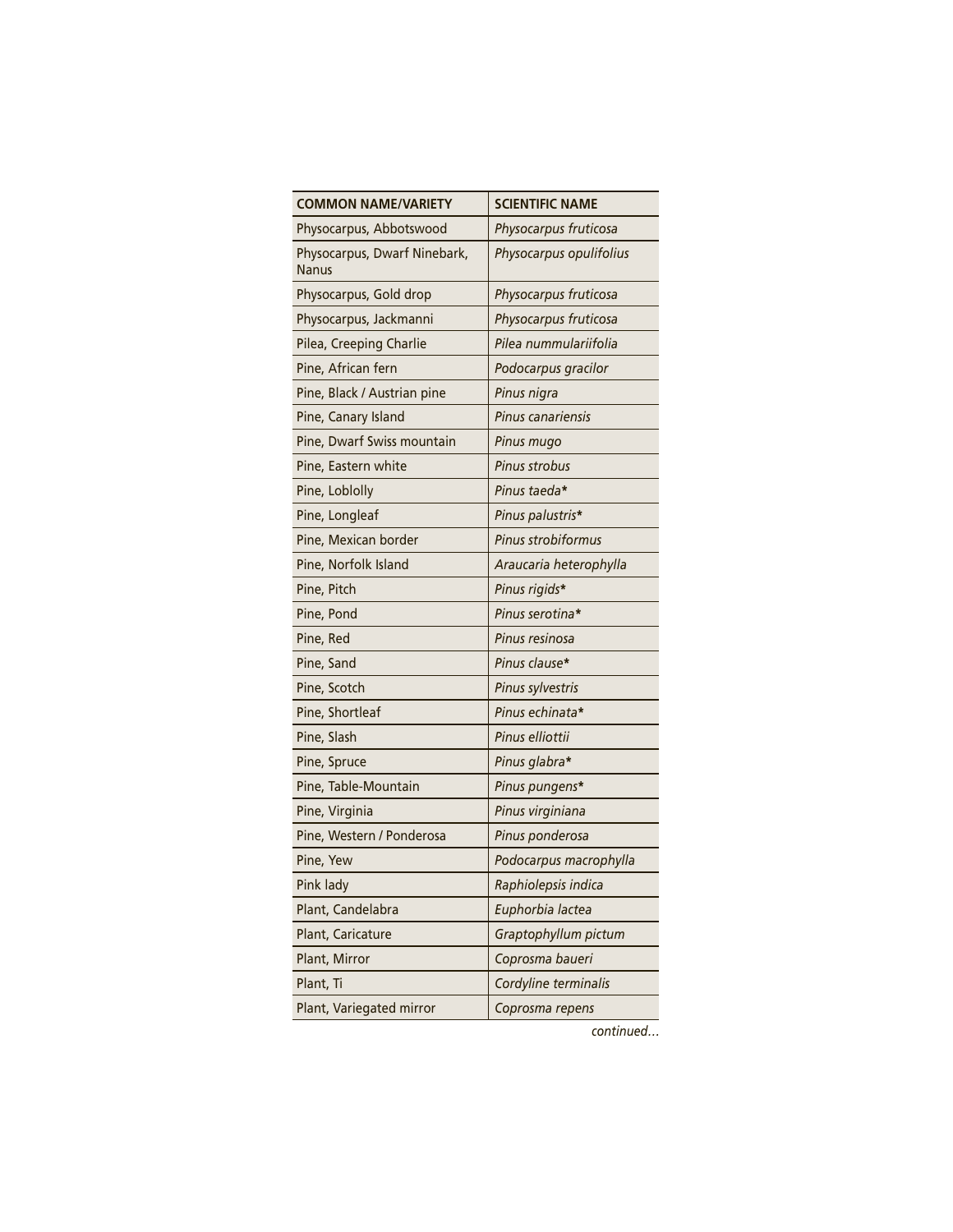| COMMON NAME/VARIETY | SCIENTIFIC NAME |
| --- | --- |
| Physocarpus, Abbotswood | *Physocarpus fruticosa* |
| Physocarpus, Dwarf Ninebark, Nanus | *Physocarpus opulifolius* |
| Physocarpus, Gold drop | *Physocarpus fruticosa* |
| Physocarpus, Jackmanni | *Physocarpus fruticosa* |
| Pilea, Creeping Charlie | *Pilea nummulariifolia* |
| Pine, African fern | *Podocarpus gracilor* |
| Pine, Black / Austrian pine | *Pinus nigra* |
| Pine, Canary Island | *Pinus canariensis* |
| Pine, Dwarf Swiss mountain | *Pinus mugo* |
| Pine, Eastern white | *Pinus strobus* |
| Pine, Loblolly | *Pinus taeda** |
| Pine, Longleaf | *Pinus palustris** |
| Pine, Mexican border | *Pinus strobiformus* |
| Pine, Norfolk Island | *Araucaria heterophylla* |
| Pine, Pitch | *Pinus rigids** |
| Pine, Pond | *Pinus serotina** |
| Pine, Red | *Pinus resinosa* |
| Pine, Sand | *Pinus clause** |
| Pine, Scotch | *Pinus sylvestris* |
| Pine, Shortleaf | *Pinus echinata** |
| Pine, Slash | *Pinus elliottii* |
| Pine, Spruce | *Pinus glabra** |
| Pine, Table-Mountain | *Pinus pungens** |
| Pine, Virginia | *Pinus virginiana* |
| Pine, Western / Ponderosa | *Pinus ponderosa* |
| Pine, Yew | *Podocarpus macrophylla* |
| Pink lady | *Raphiolepsis indica* |
| Plant, Candelabra | *Euphorbia lactea* |
| Plant, Caricature | *Graptophyllum pictum* |
| Plant, Mirror | *Coprosma baueri* |
| Plant, Ti | *Cordyline terminalis* |
| Plant, Variegated mirror | *Coprosma repens* |

*continued…*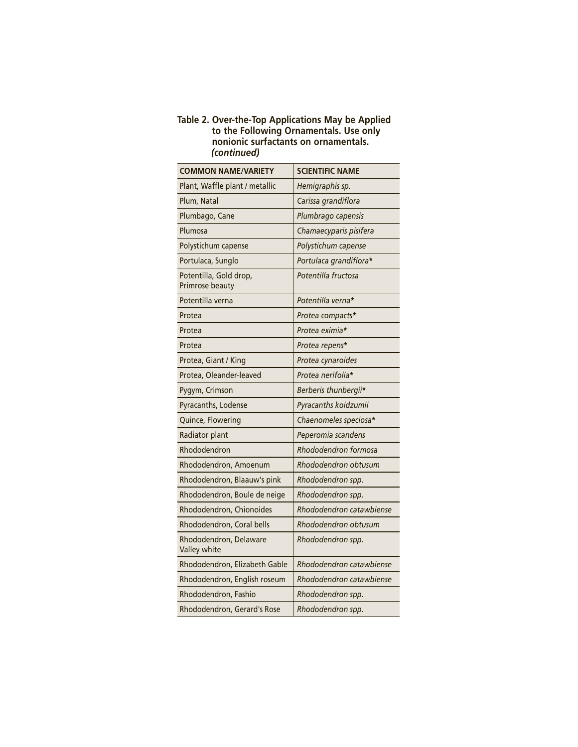**Table 2. Over-the-Top Applications May be Applied to the Following Ornamentals. Use only nonionic surfactants on ornamentals.** ***(continued)***

| COMMON NAME/VARIETY | SCIENTIFIC NAME |
|---|---|
| Plant, Waffle plant / metallic | *Hemigraphis sp.* |
| Plum, Natal | *Carissa grandiflora* |
| Plumbago, Cane | *Plumbrago capensis* |
| Plumosa | *Chamaecyparis pisifera* |
| Polystichum capense | *Polystichum capense* |
| Portulaca, Sunglo | *Portulaca grandiflora** |
| Potentilla, Gold drop, Primrose beauty | *Potentilla fructosa* |
| Potentilla verna | *Potentilla verna** |
| Protea | *Protea compacts** |
| Protea | *Protea eximia** |
| Protea | *Protea repens** |
| Protea, Giant / King | *Protea cynaroides* |
| Protea, Oleander-leaved | *Protea nerifolia** |
| Pygym, Crimson | *Berberis thunbergii** |
| Pyracanths, Lodense | *Pyracanths koidzumii* |
| Quince, Flowering | *Chaenomeles speciosa** |
| Radiator plant | *Peperomia scandens* |
| Rhododendron | *Rhododendron formosa* |
| Rhododendron, Amoenum | *Rhododendron obtusum* |
| Rhododendron, Blaauw's pink | *Rhododendron spp.* |
| Rhododendron, Boule de neige | *Rhododendron spp.* |
| Rhododendron, Chionoides | *Rhododendron catawbiense* |
| Rhododendron, Coral bells | *Rhododendron obtusum* |
| Rhododendron, Delaware Valley white | *Rhododendron spp.* |
| Rhododendron, Elizabeth Gable | *Rhododendron catawbiense* |
| Rhododendron, English roseum | *Rhododendron catawbiense* |
| Rhododendron, Fashio | *Rhododendron spp.* |
| Rhododendron, Gerard's Rose | *Rhododendron spp.* |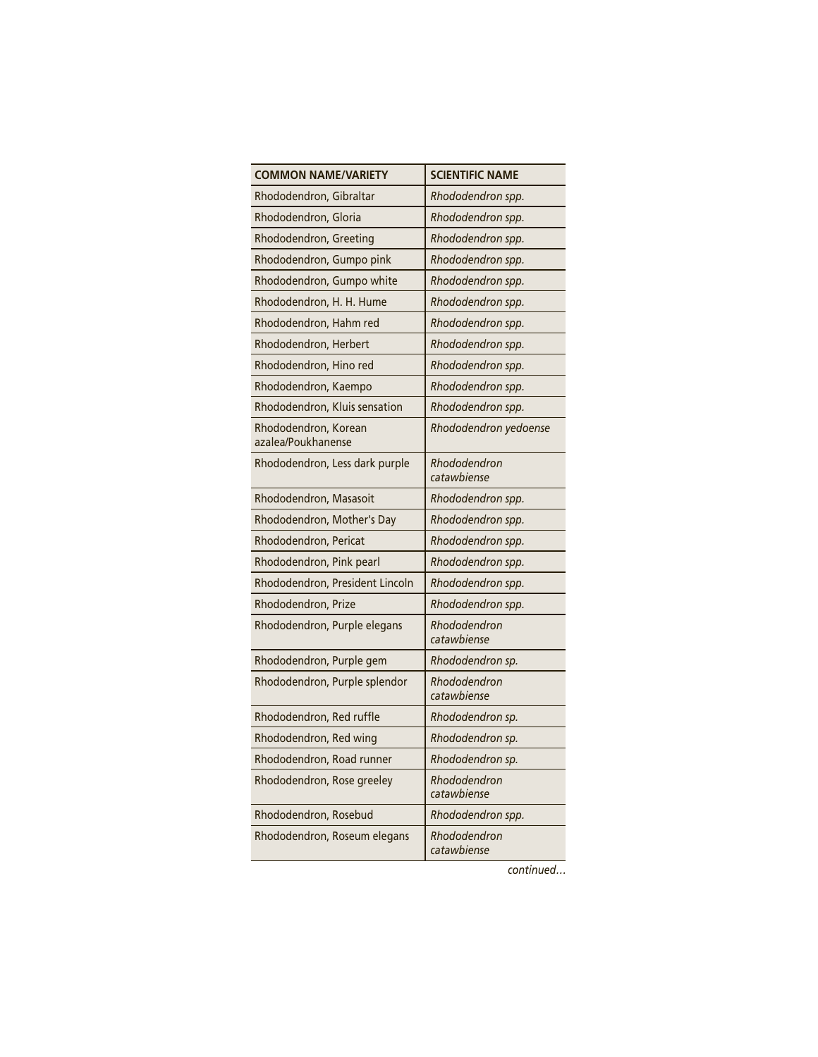| COMMON NAME/VARIETY | SCIENTIFIC NAME |
|---|---|
| Rhododendron, Gibraltar | *Rhododendron spp.* |
| Rhododendron, Gloria | *Rhododendron spp.* |
| Rhododendron, Greeting | *Rhododendron spp.* |
| Rhododendron, Gumpo pink | *Rhododendron spp.* |
| Rhododendron, Gumpo white | *Rhododendron spp.* |
| Rhododendron, H. H. Hume | *Rhododendron spp.* |
| Rhododendron, Hahm red | *Rhododendron spp.* |
| Rhododendron, Herbert | *Rhododendron spp.* |
| Rhododendron, Hino red | *Rhododendron spp.* |
| Rhododendron, Kaempo | *Rhododendron spp.* |
| Rhododendron, Kluis sensation | *Rhododendron spp.* |
| Rhododendron, Korean azalea/Poukhanense | *Rhododendron yedoense* |
| Rhododendron, Less dark purple | *Rhododendron catawbiense* |
| Rhododendron, Masasoit | *Rhododendron spp.* |
| Rhododendron, Mother's Day | *Rhododendron spp.* |
| Rhododendron, Pericat | *Rhododendron spp.* |
| Rhododendron, Pink pearl | *Rhododendron spp.* |
| Rhododendron, President Lincoln | *Rhododendron spp.* |
| Rhododendron, Prize | *Rhododendron spp.* |
| Rhododendron, Purple elegans | *Rhododendron catawbiense* |
| Rhododendron, Purple gem | *Rhododendron sp.* |
| Rhododendron, Purple splendor | *Rhododendron catawbiense* |
| Rhododendron, Red ruffle | *Rhododendron sp.* |
| Rhododendron, Red wing | *Rhododendron sp.* |
| Rhododendron, Road runner | *Rhododendron sp.* |
| Rhododendron, Rose greeley | *Rhododendron catawbiense* |
| Rhododendron, Rosebud | *Rhododendron spp.* |
| Rhododendron, Roseum elegans | *Rhododendron catawbiense* |

*continued…*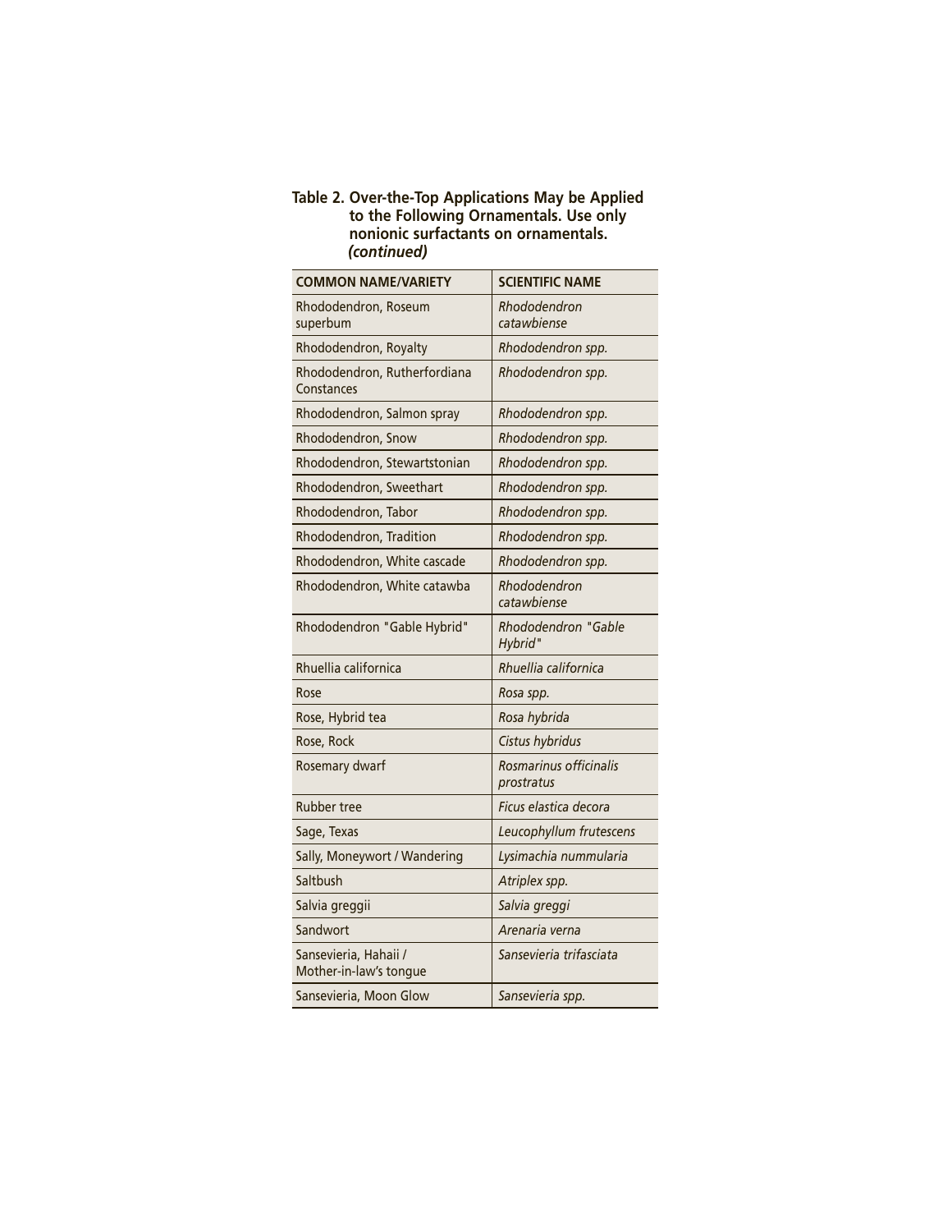**Table 2. Over-the-Top Applications May be Applied to the Following Ornamentals. Use only nonionic surfactants on ornamentals. *(continued)***

| COMMON NAME/VARIETY | SCIENTIFIC NAME |
|---|---|
| Rhododendron, Roseum superbum | *Rhododendron catawbiense* |
| Rhododendron, Royalty | *Rhododendron spp.* |
| Rhododendron, Rutherfordiana Constances | *Rhododendron spp.* |
| Rhododendron, Salmon spray | *Rhododendron spp.* |
| Rhododendron, Snow | *Rhododendron spp.* |
| Rhododendron, Stewartstonian | *Rhododendron spp.* |
| Rhododendron, Sweethart | *Rhododendron spp.* |
| Rhododendron, Tabor | *Rhododendron spp.* |
| Rhododendron, Tradition | *Rhododendron spp.* |
| Rhododendron, White cascade | *Rhododendron spp.* |
| Rhododendron, White catawba | *Rhododendron catawbiense* |
| Rhododendron "Gable Hybrid" | *Rhododendron "Gable Hybrid"* |
| Rhuellia californica | *Rhuellia californica* |
| Rose | *Rosa spp.* |
| Rose, Hybrid tea | *Rosa hybrida* |
| Rose, Rock | *Cistus hybridus* |
| Rosemary dwarf | *Rosmarinus officinalis prostratus* |
| Rubber tree | *Ficus elastica decora* |
| Sage, Texas | *Leucophyllum frutescens* |
| Sally, Moneywort / Wandering | *Lysimachia nummularia* |
| Saltbush | *Atriplex spp.* |
| Salvia greggii | *Salvia greggi* |
| Sandwort | *Arenaria verna* |
| Sansevieria, Hahaii / Mother-in-law's tongue | *Sansevieria trifasciata* |
| Sansevieria, Moon Glow | *Sansevieria spp.* |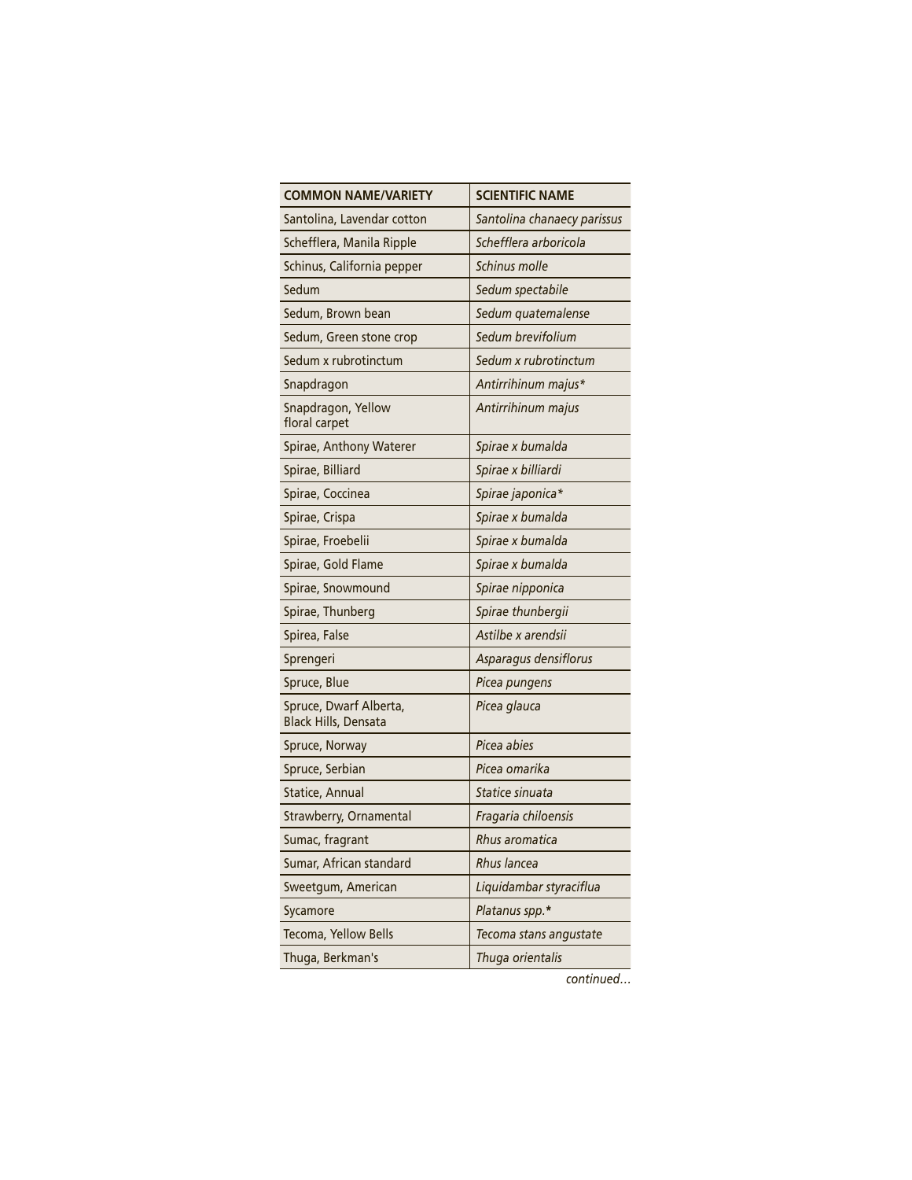| COMMON NAME/VARIETY | SCIENTIFIC NAME |
| --- | --- |
| Santolina, Lavendar cotton | *Santolina chanaecy parissus* |
| Schefflera, Manila Ripple | *Schefflera arboricola* |
| Schinus, California pepper | *Schinus molle* |
| Sedum | *Sedum spectabile* |
| Sedum, Brown bean | *Sedum quatemalense* |
| Sedum, Green stone crop | *Sedum brevifolium* |
| Sedum x rubrotinctum | *Sedum x rubrotinctum* |
| Snapdragon | *Antirrihinum majus** |
| Snapdragon, Yellow floral carpet | *Antirrihinum majus* |
| Spirae, Anthony Waterer | *Spirae x bumalda* |
| Spirae, Billiard | *Spirae x billiardi* |
| Spirae, Coccinea | *Spirae japonica** |
| Spirae, Crispa | *Spirae x bumalda* |
| Spirae, Froebelii | *Spirae x bumalda* |
| Spirae, Gold Flame | *Spirae x bumalda* |
| Spirae, Snowmound | *Spirae nipponica* |
| Spirae, Thunberg | *Spirae thunbergii* |
| Spirea, False | *Astilbe x arendsii* |
| Sprengeri | *Asparagus densiflorus* |
| Spruce, Blue | *Picea pungens* |
| Spruce, Dwarf Alberta, Black Hills, Densata | *Picea glauca* |
| Spruce, Norway | *Picea abies* |
| Spruce, Serbian | *Picea omarika* |
| Statice, Annual | *Statice sinuata* |
| Strawberry, Ornamental | *Fragaria chiloensis* |
| Sumac, fragrant | *Rhus aromatica* |
| Sumar, African standard | *Rhus lancea* |
| Sweetgum, American | *Liquidambar styraciflua* |
| Sycamore | *Platanus spp.** |
| Tecoma, Yellow Bells | *Tecoma stans angustate* |
| Thuga, Berkman's | *Thuga orientalis* |

*continued…*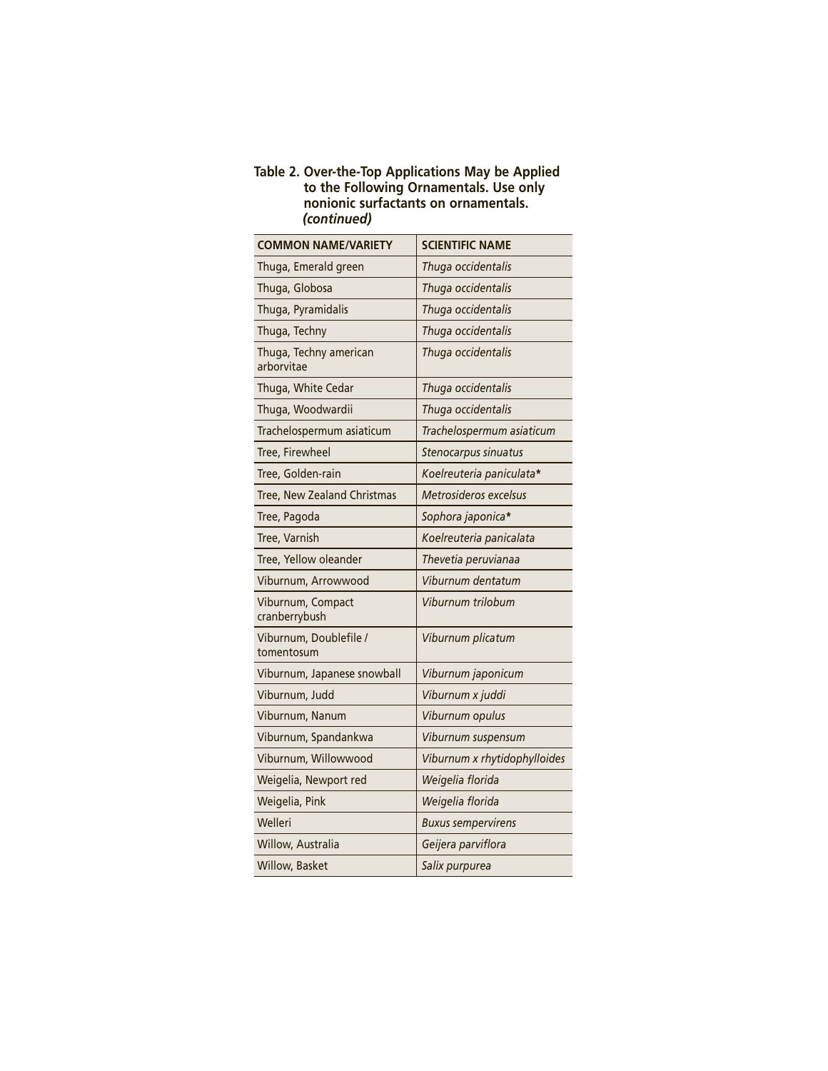**Table 2. Over-the-Top Applications May be Applied to the Following Ornamentals. Use only nonionic surfactants on ornamentals.** ***(continued)***

| COMMON NAME/VARIETY | SCIENTIFIC NAME |
|---|---|
| Thuga, Emerald green | *Thuga occidentalis* |
| Thuga, Globosa | *Thuga occidentalis* |
| Thuga, Pyramidalis | *Thuga occidentalis* |
| Thuga, Techny | *Thuga occidentalis* |
| Thuga, Techny american arborvitae | *Thuga occidentalis* |
| Thuga, White Cedar | *Thuga occidentalis* |
| Thuga, Woodwardii | *Thuga occidentalis* |
| Trachelospermum asiaticum | *Trachelospermum asiaticum* |
| Tree, Firewheel | *Stenocarpus sinuatus* |
| Tree, Golden-rain | *Koelreuteria paniculata** |
| Tree, New Zealand Christmas | *Metrosideros excelsus* |
| Tree, Pagoda | *Sophora japonica** |
| Tree, Varnish | *Koelreuteria panicalata* |
| Tree, Yellow oleander | *Thevetia peruvianaa* |
| Viburnum, Arrowwood | *Viburnum dentatum* |
| Viburnum, Compact cranberrybush | *Viburnum trilobum* |
| Viburnum, Doublefile / tomentosum | *Viburnum plicatum* |
| Viburnum, Japanese snowball | *Viburnum japonicum* |
| Viburnum, Judd | *Viburnum x juddi* |
| Viburnum, Nanum | *Viburnum opulus* |
| Viburnum, Spandankwa | *Viburnum suspensum* |
| Viburnum, Willowwood | *Viburnum x rhytidophylloides* |
| Weigelia, Newport red | *Weigelia florida* |
| Weigelia, Pink | *Weigelia florida* |
| Welleri | *Buxus sempervirens* |
| Willow, Australia | *Geijera parviflora* |
| Willow, Basket | *Salix purpurea* |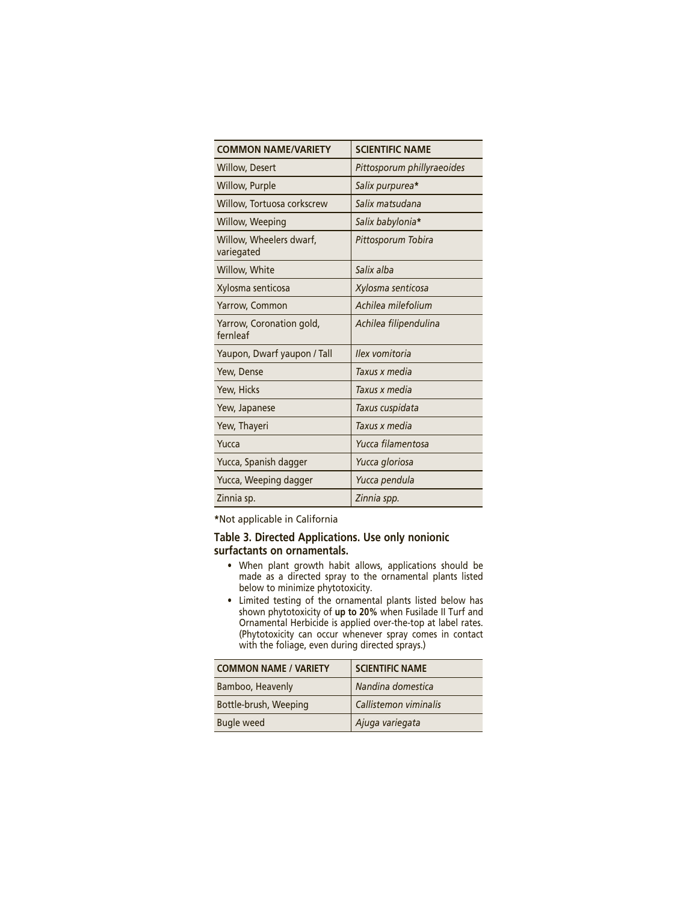| COMMON NAME/VARIETY | SCIENTIFIC NAME |
|---|---|
| Willow, Desert | *Pittosporum phillyraeoides* |
| Willow, Purple | *Salix purpurea** |
| Willow, Tortuosa corkscrew | *Salix matsudana* |
| Willow, Weeping | *Salix babylonia** |
| Willow, Wheelers dwarf, variegated | *Pittosporum Tobira* |
| Willow, White | *Salix alba* |
| Xylosma senticosa | *Xylosma senticosa* |
| Yarrow, Common | *Achilea milefolium* |
| Yarrow, Coronation gold, fernleaf | *Achilea filipendulina* |
| Yaupon, Dwarf yaupon / Tall | *Ilex vomitoria* |
| Yew, Dense | *Taxus x media* |
| Yew, Hicks | *Taxus x media* |
| Yew, Japanese | *Taxus cuspidata* |
| Yew, Thayeri | *Taxus x media* |
| Yucca | *Yucca filamentosa* |
| Yucca, Spanish dagger | *Yucca gloriosa* |
| Yucca, Weeping dagger | *Yucca pendula* |
| Zinnia sp. | *Zinnia spp.* |

*Not applicable in California

**Table 3. Directed Applications. Use only nonionic surfactants on ornamentals.**

- When plant growth habit allows, applications should be made as a directed spray to the ornamental plants listed below to minimize phytotoxicity.
- Limited testing of the ornamental plants listed below has shown phytotoxicity of **up to 20%** when Fusilade II Turf and Ornamental Herbicide is applied over-the-top at label rates. (Phytotoxicity can occur whenever spray comes in contact with the foliage, even during directed sprays.)

| COMMON NAME / VARIETY | SCIENTIFIC NAME |
|---|---|
| Bamboo, Heavenly | *Nandina domestica* |
| Bottle-brush, Weeping | *Callistemon viminalis* |
| Bugle weed | *Ajuga variegata* |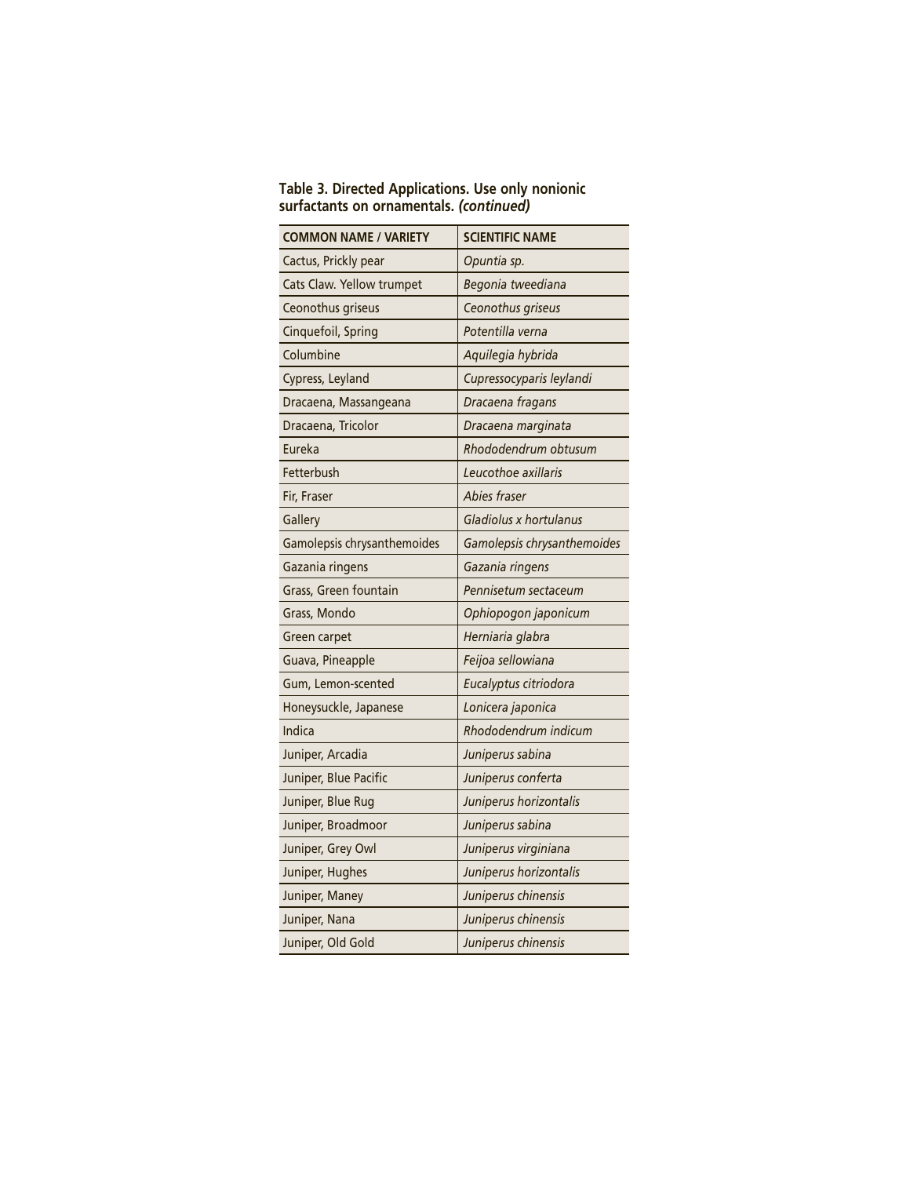**Table 3. Directed Applications. Use only nonionic surfactants on ornamentals. *(continued)***

| COMMON NAME / VARIETY | SCIENTIFIC NAME |
| --- | --- |
| Cactus, Prickly pear | *Opuntia sp.* |
| Cats Claw. Yellow trumpet | *Begonia tweediana* |
| Ceonothus griseus | *Ceonothus griseus* |
| Cinquefoil, Spring | *Potentilla verna* |
| Columbine | *Aquilegia hybrida* |
| Cypress, Leyland | *Cupressocyparis leylandi* |
| Dracaena, Massangeana | *Dracaena fragans* |
| Dracaena, Tricolor | *Dracaena marginata* |
| Eureka | *Rhododendrum obtusum* |
| Fetterbush | *Leucothoe axillaris* |
| Fir, Fraser | *Abies fraser* |
| Gallery | *Gladiolus x hortulanus* |
| Gamolepsis chrysanthemoides | *Gamolepsis chrysanthemoides* |
| Gazania ringens | *Gazania ringens* |
| Grass, Green fountain | *Pennisetum sectaceum* |
| Grass, Mondo | *Ophiopogon japonicum* |
| Green carpet | *Herniaria glabra* |
| Guava, Pineapple | *Feijoa sellowiana* |
| Gum, Lemon-scented | *Eucalyptus citriodora* |
| Honeysuckle, Japanese | *Lonicera japonica* |
| Indica | *Rhododendrum indicum* |
| Juniper, Arcadia | *Juniperus sabina* |
| Juniper, Blue Pacific | *Juniperus conferta* |
| Juniper, Blue Rug | *Juniperus horizontalis* |
| Juniper, Broadmoor | *Juniperus sabina* |
| Juniper, Grey Owl | *Juniperus virginiana* |
| Juniper, Hughes | *Juniperus horizontalis* |
| Juniper, Maney | *Juniperus chinensis* |
| Juniper, Nana | *Juniperus chinensis* |
| Juniper, Old Gold | *Juniperus chinensis* |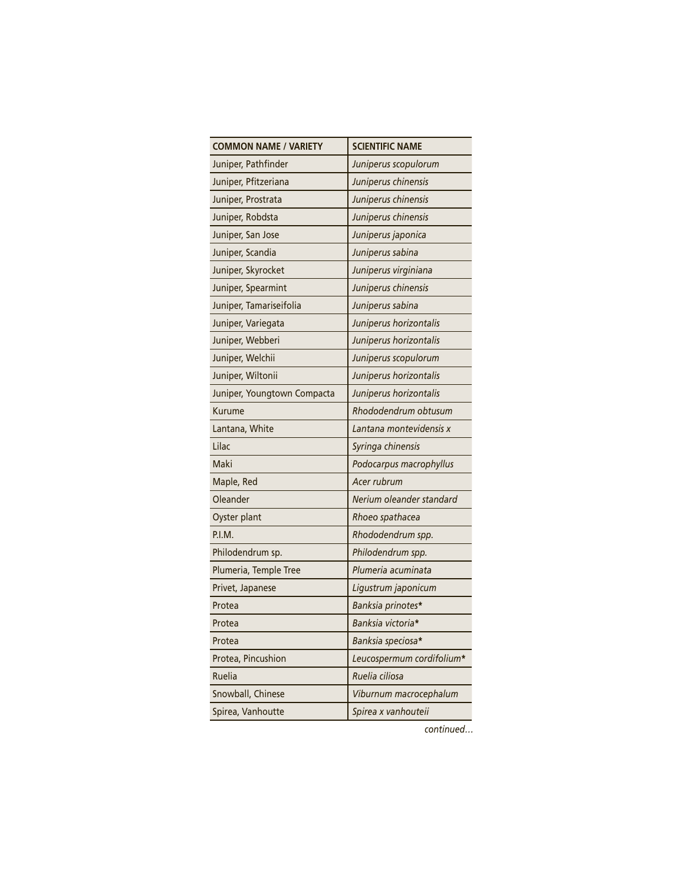| COMMON NAME / VARIETY | SCIENTIFIC NAME |
| --- | --- |
| Juniper, Pathfinder | *Juniperus scopulorum* |
| Juniper, Pfitzeriana | *Juniperus chinensis* |
| Juniper, Prostrata | *Juniperus chinensis* |
| Juniper, Robdsta | *Juniperus chinensis* |
| Juniper, San Jose | *Juniperus japonica* |
| Juniper, Scandia | *Juniperus sabina* |
| Juniper, Skyrocket | *Juniperus virginiana* |
| Juniper, Spearmint | *Juniperus chinensis* |
| Juniper, Tamariseifolia | *Juniperus sabina* |
| Juniper, Variegata | *Juniperus horizontalis* |
| Juniper, Webberi | *Juniperus horizontalis* |
| Juniper, Welchii | *Juniperus scopulorum* |
| Juniper, Wiltonii | *Juniperus horizontalis* |
| Juniper, Youngtown Compacta | *Juniperus horizontalis* |
| Kurume | *Rhododendrum obtusum* |
| Lantana, White | *Lantana montevidensis x* |
| Lilac | *Syringa chinensis* |
| Maki | *Podocarpus macrophyllus* |
| Maple, Red | *Acer rubrum* |
| Oleander | *Nerium oleander standard* |
| Oyster plant | *Rhoeo spathacea* |
| P.I.M. | *Rhododendrum spp.* |
| Philodendrum sp. | *Philodendrum spp.* |
| Plumeria, Temple Tree | *Plumeria acuminata* |
| Privet, Japanese | *Ligustrum japonicum* |
| Protea | *Banksia prinotes** |
| Protea | *Banksia victoria** |
| Protea | *Banksia speciosa** |
| Protea, Pincushion | *Leucospermum cordifolium** |
| Ruelia | *Ruelia ciliosa* |
| Snowball, Chinese | *Viburnum macrocephalum* |
| Spirea, Vanhoutte | *Spirea x vanhouteii* |

*continued…*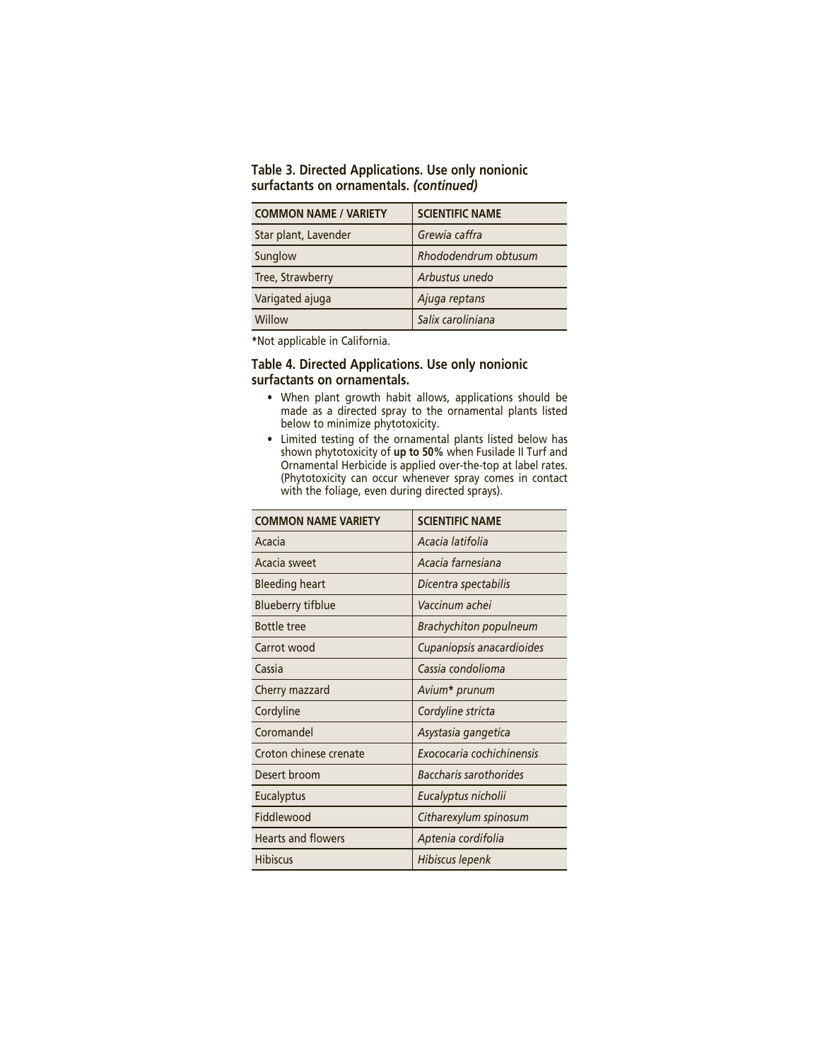### Table 3. Directed Applications. Use only nonionic surfactants on ornamentals. *(continued)*

| COMMON NAME / VARIETY | SCIENTIFIC NAME |
|---|---|
| Star plant, Lavender | *Grewia caffra* |
| Sunglow | *Rhododendrum obtusum* |
| Tree, Strawberry | *Arbustus unedo* |
| Varigated ajuga | *Ajuga reptans* |
| Willow | *Salix caroliniana* |

*Not applicable in California.

### Table 4. Directed Applications. Use only nonionic surfactants on ornamentals.

- When plant growth habit allows, applications should be made as a directed spray to the ornamental plants listed below to minimize phytotoxicity.
- Limited testing of the ornamental plants listed below has shown phytotoxicity of **up to 50%** when Fusilade II Turf and Ornamental Herbicide is applied over-the-top at label rates. (Phytotoxicity can occur whenever spray comes in contact with the foliage, even during directed sprays).

| COMMON NAME VARIETY | SCIENTIFIC NAME |
|---|---|
| Acacia | *Acacia latifolia* |
| Acacia sweet | *Acacia farnesiana* |
| Bleeding heart | *Dicentra spectabilis* |
| Blueberry tifblue | *Vaccinum achei* |
| Bottle tree | *Brachychiton populneum* |
| Carrot wood | *Cupaniopsis anacardioides* |
| Cassia | *Cassia condolioma* |
| Cherry mazzard | *Avium* prunum* |
| Cordyline | *Cordyline stricta* |
| Coromandel | *Asystasia gangetica* |
| Croton chinese crenate | *Exococaria cochichinensis* |
| Desert broom | *Baccharis sarothorides* |
| Eucalyptus | *Eucalyptus nicholii* |
| Fiddlewood | *Citharexylum spinosum* |
| Hearts and flowers | *Aptenia cordifolia* |
| Hibiscus | *Hibiscus lepenk* |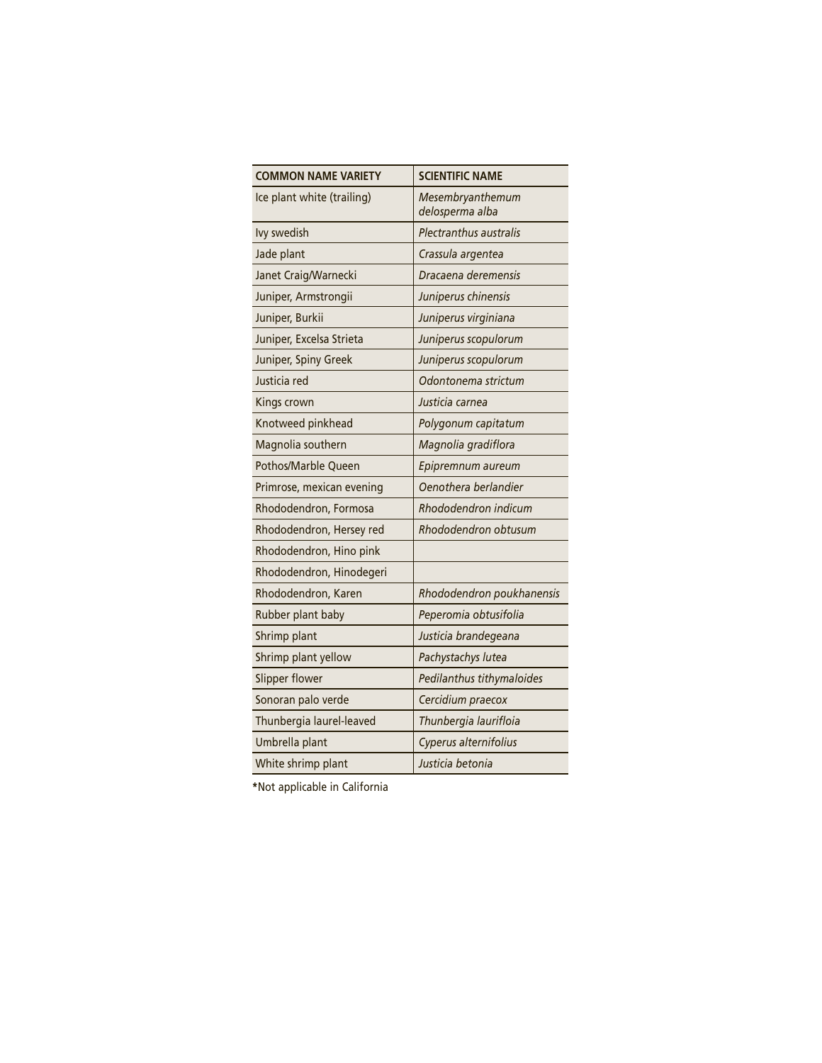| COMMON NAME VARIETY | SCIENTIFIC NAME |
| --- | --- |
| Ice plant white (trailing) | *Mesembryanthemum delosperma alba* |
| Ivy swedish | *Plectranthus australis* |
| Jade plant | *Crassula argentea* |
| Janet Craig/Warnecki | *Dracaena deremensis* |
| Juniper, Armstrongii | *Juniperus chinensis* |
| Juniper, Burkii | *Juniperus virginiana* |
| Juniper, Excelsa Strieta | *Juniperus scopulorum* |
| Juniper, Spiny Greek | *Juniperus scopulorum* |
| Justicia red | *Odontonema strictum* |
| Kings crown | *Justicia carnea* |
| Knotweed pinkhead | *Polygonum capitatum* |
| Magnolia southern | *Magnolia gradiflora* |
| Pothos/Marble Queen | *Epipremnum aureum* |
| Primrose, mexican evening | *Oenothera berlandier* |
| Rhododendron, Formosa | *Rhododendron indicum* |
| Rhododendron, Hersey red | *Rhododendron obtusum* |
| Rhododendron, Hino pink | |
| Rhododendron, Hinodegeri | |
| Rhododendron, Karen | *Rhododendron poukhanensis* |
| Rubber plant baby | *Peperomia obtusifolia* |
| Shrimp plant | *Justicia brandegeana* |
| Shrimp plant yellow | *Pachystachys lutea* |
| Slipper flower | *Pedilanthus tithymaloides* |
| Sonoran palo verde | *Cercidium praecox* |
| Thunbergia laurel-leaved | *Thunbergia laurifloia* |
| Umbrella plant | *Cyperus alternifolius* |
| White shrimp plant | *Justicia betonia* |

*Not applicable in California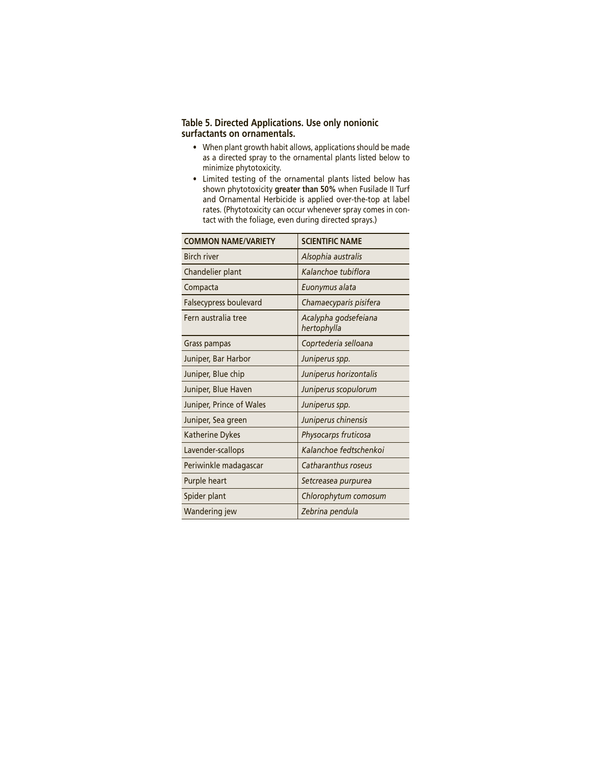## Table 5. Directed Applications. Use only nonionic surfactants on ornamentals.

- When plant growth habit allows, applications should be made as a directed spray to the ornamental plants listed below to minimize phytotoxicity.
- Limited testing of the ornamental plants listed below has shown phytotoxicity **greater than 50%** when Fusilade II Turf and Ornamental Herbicide is applied over-the-top at label rates. (Phytotoxicity can occur whenever spray comes in contact with the foliage, even during directed sprays.)

| COMMON NAME/VARIETY | SCIENTIFIC NAME |
|---|---|
| Birch river | *Alsophia australis* |
| Chandelier plant | *Kalanchoe tubiflora* |
| Compacta | *Euonymus alata* |
| Falsecypress boulevard | *Chamaecyparis pisifera* |
| Fern australia tree | *Acalypha godsefeiana hertophylla* |
| Grass pampas | *Coprtederia selloana* |
| Juniper, Bar Harbor | *Juniperus spp.* |
| Juniper, Blue chip | *Juniperus horizontalis* |
| Juniper, Blue Haven | *Juniperus scopulorum* |
| Juniper, Prince of Wales | *Juniperus spp.* |
| Juniper, Sea green | *Juniperus chinensis* |
| Katherine Dykes | *Physocarps fruticosa* |
| Lavender-scallops | *Kalanchoe fedtschenkoi* |
| Periwinkle madagascar | *Catharanthus roseus* |
| Purple heart | *Setcreasea purpurea* |
| Spider plant | *Chlorophytum comosum* |
| Wandering jew | *Zebrina pendula* |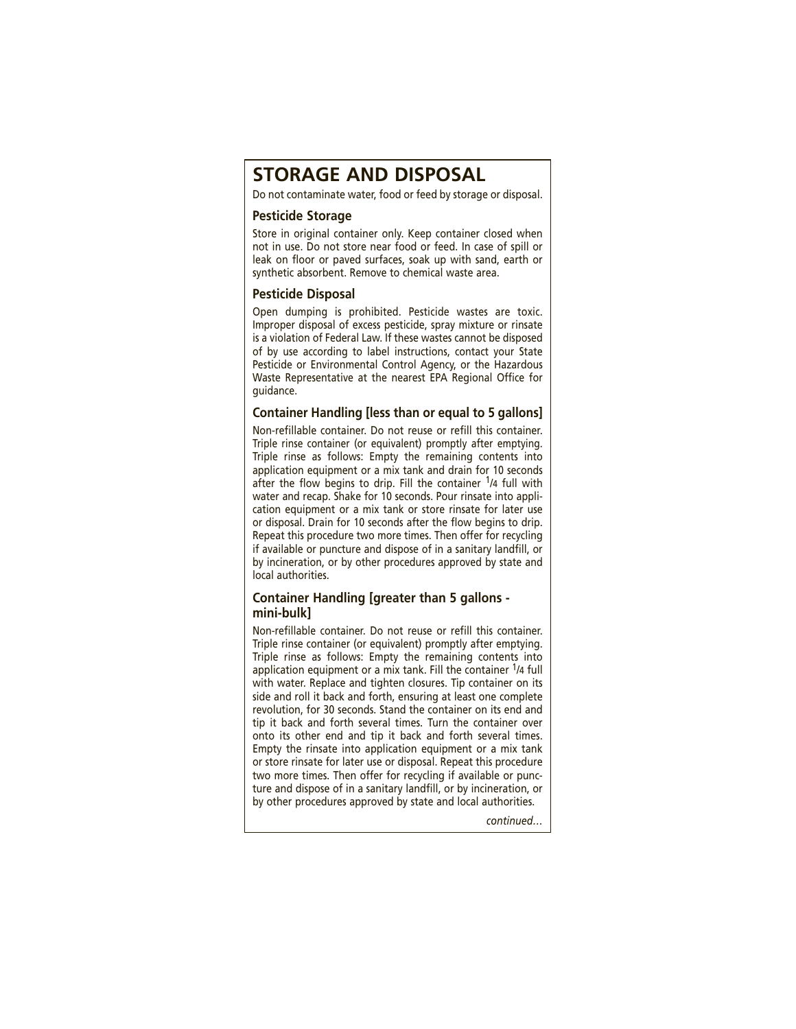# STORAGE AND DISPOSAL

Do not contaminate water, food or feed by storage or disposal.

## Pesticide Storage

Store in original container only. Keep container closed when not in use. Do not store near food or feed. In case of spill or leak on floor or paved surfaces, soak up with sand, earth or synthetic absorbent. Remove to chemical waste area.

## Pesticide Disposal

Open dumping is prohibited. Pesticide wastes are toxic. Improper disposal of excess pesticide, spray mixture or rinsate is a violation of Federal Law. If these wastes cannot be disposed of by use according to label instructions, contact your State Pesticide or Environmental Control Agency, or the Hazardous Waste Representative at the nearest EPA Regional Office for guidance.

## Container Handling [less than or equal to 5 gallons]

Non-refillable container. Do not reuse or refill this container. Triple rinse container (or equivalent) promptly after emptying. Triple rinse as follows: Empty the remaining contents into application equipment or a mix tank and drain for 10 seconds after the flow begins to drip. Fill the container 1/4 full with water and recap. Shake for 10 seconds. Pour rinsate into application equipment or a mix tank or store rinsate for later use or disposal. Drain for 10 seconds after the flow begins to drip. Repeat this procedure two more times. Then offer for recycling if available or puncture and dispose of in a sanitary landfill, or by incineration, or by other procedures approved by state and local authorities.

## Container Handling [greater than 5 gallons - mini-bulk]

Non-refillable container. Do not reuse or refill this container. Triple rinse container (or equivalent) promptly after emptying. Triple rinse as follows: Empty the remaining contents into application equipment or a mix tank. Fill the container 1/4 full with water. Replace and tighten closures. Tip container on its side and roll it back and forth, ensuring at least one complete revolution, for 30 seconds. Stand the container on its end and tip it back and forth several times. Turn the container over onto its other end and tip it back and forth several times. Empty the rinsate into application equipment or a mix tank or store rinsate for later use or disposal. Repeat this procedure two more times. Then offer for recycling if available or puncture and dispose of in a sanitary landfill, or by incineration, or by other procedures approved by state and local authorities.

*continued…*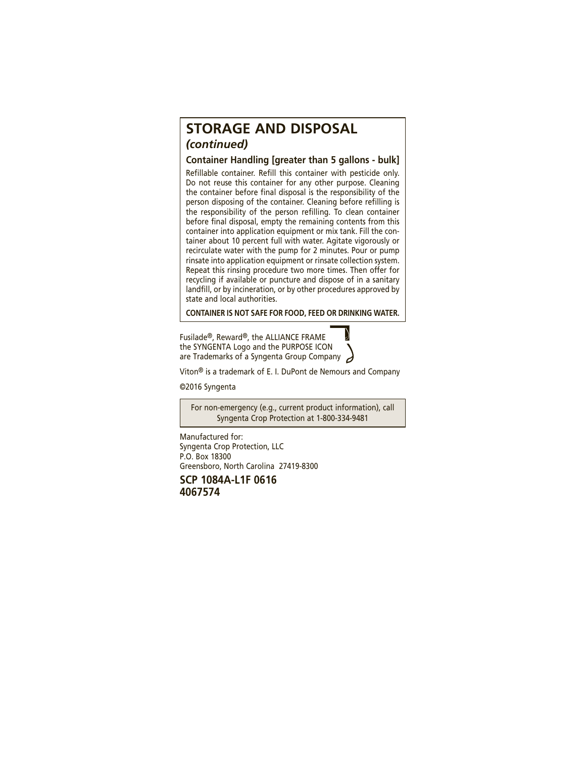## STORAGE AND DISPOSAL

*(continued)*

### Container Handling [greater than 5 gallons - bulk]

Refillable container. Refill this container with pesticide only. Do not reuse this container for any other purpose. Cleaning the container before final disposal is the responsibility of the person disposing of the container. Cleaning before refilling is the responsibility of the person refilling. To clean container before final disposal, empty the remaining contents from this container into application equipment or mix tank. Fill the container about 10 percent full with water. Agitate vigorously or recirculate water with the pump for 2 minutes. Pour or pump rinsate into application equipment or rinsate collection system. Repeat this rinsing procedure two more times. Then offer for recycling if available or puncture and dispose of in a sanitary landfill, or by incineration, or by other procedures approved by state and local authorities.

**CONTAINER IS NOT SAFE FOR FOOD, FEED OR DRINKING WATER.**

Fusilade®, Reward®, the ALLIANCE FRAME the SYNGENTA Logo and the PURPOSE ICON are Trademarks of a Syngenta Group Company

Viton® is a trademark of E. I. DuPont de Nemours and Company

©2016 Syngenta

For non-emergency (e.g., current product information), call Syngenta Crop Protection at 1-800-334-9481

Manufactured for:
Syngenta Crop Protection, LLC
P.O. Box 18300
Greensboro, North Carolina 27419-8300

**SCP 1084A-L1F 0616**
**4067574**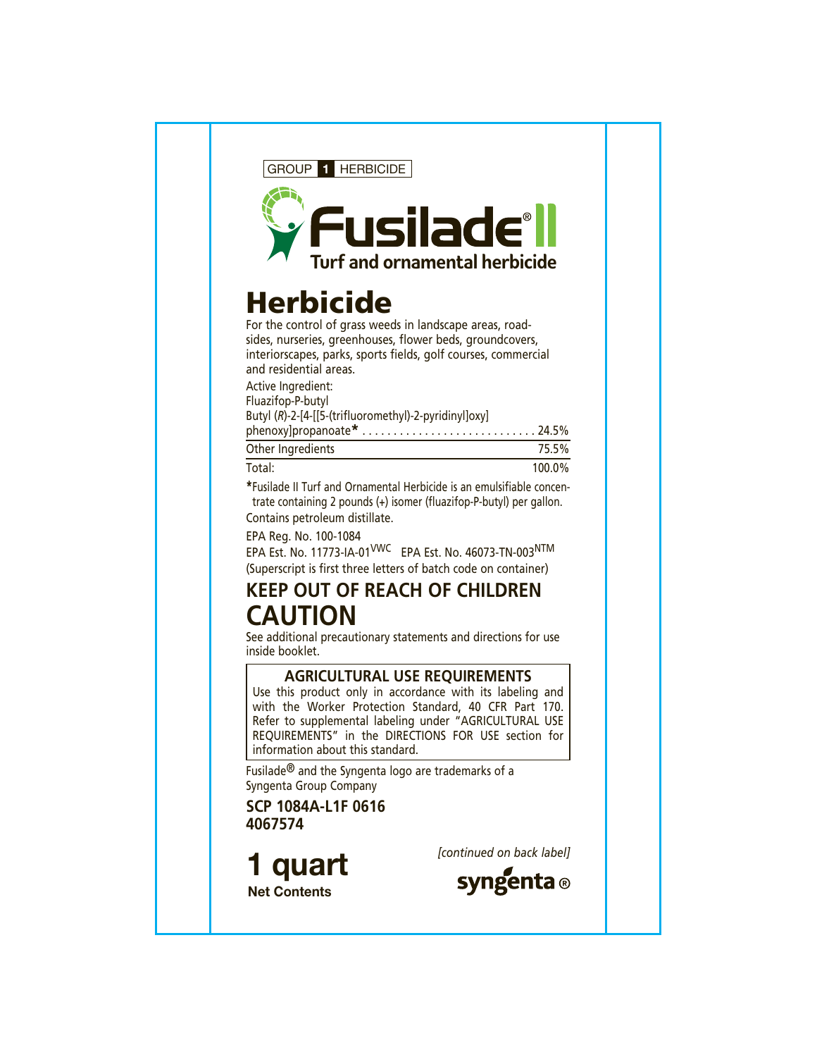GROUP **1** HERBICIDE

# Fusilade® II

**Turf and ornamental herbicide**

# Herbicide

For the control of grass weeds in landscape areas, roadsides, nurseries, greenhouses, flower beds, groundcovers, interiorscapes, parks, sports fields, golf courses, commercial and residential areas.

| Active Ingredient: | |
|---|---|
| Fluazifop-P-butyl Butyl (*R*)-2-[4-[[5-(trifluoromethyl)-2-pyridinyl]oxy] phenoxy]propanoate* | 24.5% |
| Other Ingredients | 75.5% |
| Total: | 100.0% |

*Fusilade II Turf and Ornamental Herbicide is an emulsifiable concentrate containing 2 pounds (+) isomer (fluazifop-P-butyl) per gallon.

Contains petroleum distillate.

EPA Reg. No. 100-1084

EPA Est. No. 11773-IA-01[VWC] EPA Est. No. 46073-TN-003[NTM]

(Superscript is first three letters of batch code on container)

## KEEP OUT OF REACH OF CHILDREN

# CAUTION

See additional precautionary statements and directions for use inside booklet.

### AGRICULTURAL USE REQUIREMENTS

Use this product only in accordance with its labeling and with the Worker Protection Standard, 40 CFR Part 170. Refer to supplemental labeling under "AGRICULTURAL USE REQUIREMENTS" in the DIRECTIONS FOR USE section for information about this standard.

Fusilade® and the Syngenta logo are trademarks of a Syngenta Group Company

**SCP 1084A-L1F 0616**
**4067574**

# 1 quart

**Net Contents**

*[continued on back label]*

syngenta®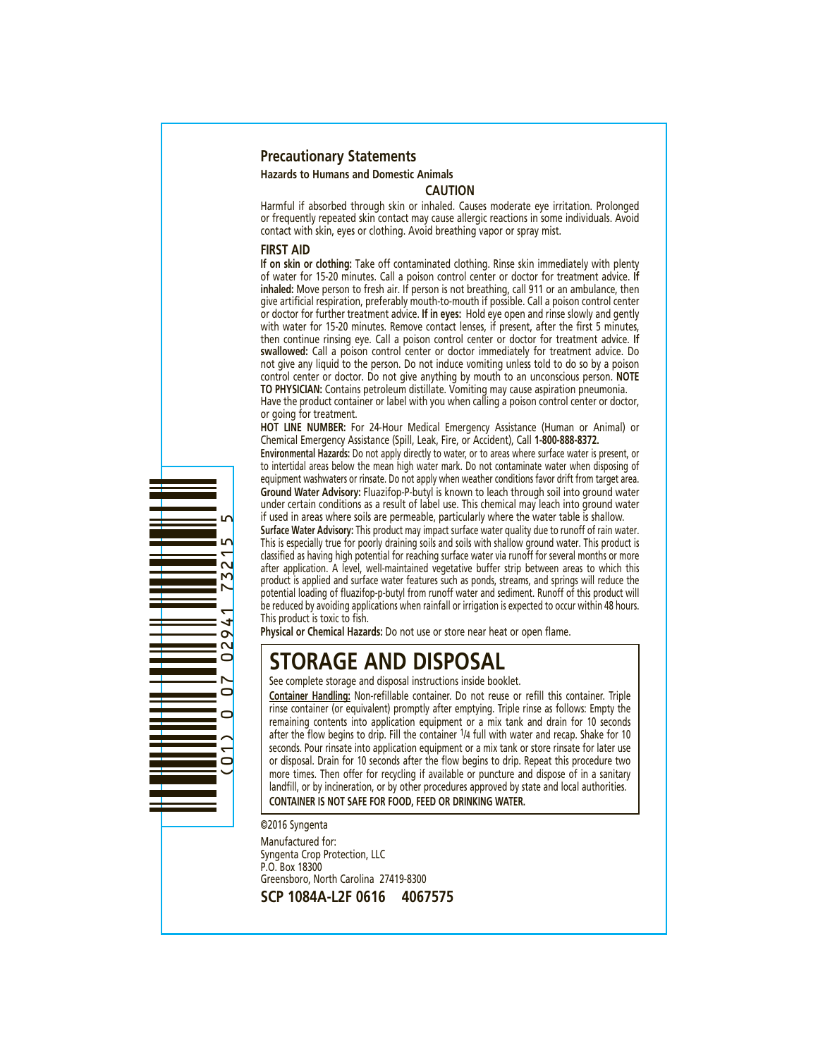## Precautionary Statements

### Hazards to Humans and Domestic Animals

**CAUTION**

Harmful if absorbed through skin or inhaled. Causes moderate eye irritation. Prolonged or frequently repeated skin contact may cause allergic reactions in some individuals. Avoid contact with skin, eyes or clothing. Avoid breathing vapor or spray mist.

### FIRST AID

**If on skin or clothing:** Take off contaminated clothing. Rinse skin immediately with plenty of water for 15-20 minutes. Call a poison control center or doctor for treatment advice. **If inhaled:** Move person to fresh air. If person is not breathing, call 911 or an ambulance, then give artificial respiration, preferably mouth-to-mouth if possible. Call a poison control center or doctor for further treatment advice. **If in eyes:** Hold eye open and rinse slowly and gently with water for 15-20 minutes. Remove contact lenses, if present, after the first 5 minutes, then continue rinsing eye. Call a poison control center or doctor for treatment advice. **If swallowed:** Call a poison control center or doctor immediately for treatment advice. Do not give any liquid to the person. Do not induce vomiting unless told to do so by a poison control center or doctor. Do not give anything by mouth to an unconscious person. **NOTE TO PHYSICIAN:** Contains petroleum distillate. Vomiting may cause aspiration pneumonia.

Have the product container or label with you when calling a poison control center or doctor, or going for treatment.

**HOT LINE NUMBER:** For 24-Hour Medical Emergency Assistance (Human or Animal) or Chemical Emergency Assistance (Spill, Leak, Fire, or Accident), Call **1-800-888-8372.**

**Environmental Hazards:** Do not apply directly to water, or to areas where surface water is present, or to intertidal areas below the mean high water mark. Do not contaminate water when disposing of equipment washwaters or rinsate. Do not apply when weather conditions favor drift from target area.

**Ground Water Advisory:** Fluazifop-P-butyl is known to leach through soil into ground water under certain conditions as a result of label use. This chemical may leach into ground water if used in areas where soils are permeable, particularly where the water table is shallow.

**Surface Water Advisory:** This product may impact surface water quality due to runoff of rain water. This is especially true for poorly draining soils and soils with shallow ground water. This product is classified as having high potential for reaching surface water via runoff for several months or more after application. A level, well-maintained vegetative buffer strip between areas to which this product is applied and surface water features such as ponds, streams, and springs will reduce the potential loading of fluazifop-p-butyl from runoff water and sediment. Runoff of this product will be reduced by avoiding applications when rainfall or irrigation is expected to occur within 48 hours. This product is toxic to fish.

**Physical or Chemical Hazards:** Do not use or store near heat or open flame.

## STORAGE AND DISPOSAL

See complete storage and disposal instructions inside booklet.

**Container Handling:** Non-refillable container. Do not reuse or refill this container. Triple rinse container (or equivalent) promptly after emptying. Triple rinse as follows: Empty the remaining contents into application equipment or a mix tank and drain for 10 seconds after the flow begins to drip. Fill the container 1/4 full with water and recap. Shake for 10 seconds. Pour rinsate into application equipment or a mix tank or store rinsate for later use or disposal. Drain for 10 seconds after the flow begins to drip. Repeat this procedure two more times. Then offer for recycling if available or puncture and dispose of in a sanitary landfill, or by incineration, or by other procedures approved by state and local authorities.

**CONTAINER IS NOT SAFE FOR FOOD, FEED OR DRINKING WATER.**

(01) 0 07 02941 73215 5

©2016 Syngenta

Manufactured for:
Syngenta Crop Protection, LLC
P.O. Box 18300
Greensboro, North Carolina 27419-8300

**SCP 1084A-L2F 0616 4067575**